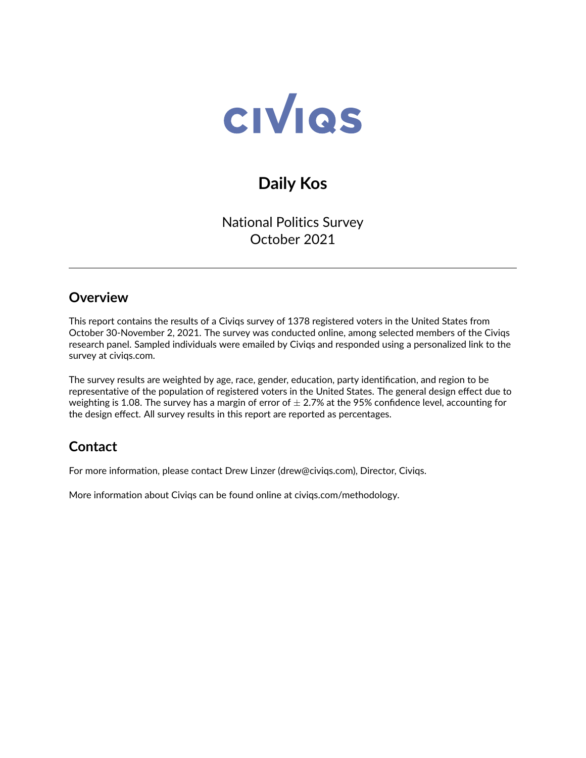# CIVIQS

## Daily Kos

National Politics Survey
October 2021

---

## Overview

This report contains the results of a Civiqs survey of 1378 registered voters in the United States from October 30-November 2, 2021. The survey was conducted online, among selected members of the Civiqs research panel. Sampled individuals were emailed by Civiqs and responded using a personalized link to the survey at civiqs.com.

The survey results are weighted by age, race, gender, education, party identification, and region to be representative of the population of registered voters in the United States. The general design effect due to weighting is 1.08. The survey has a margin of error of $\pm$ 2.7% at the 95% confidence level, accounting for the design effect. All survey results in this report are reported as percentages.

## Contact

For more information, please contact Drew Linzer (drew@civiqs.com), Director, Civiqs.

More information about Civiqs can be found online at civiqs.com/methodology.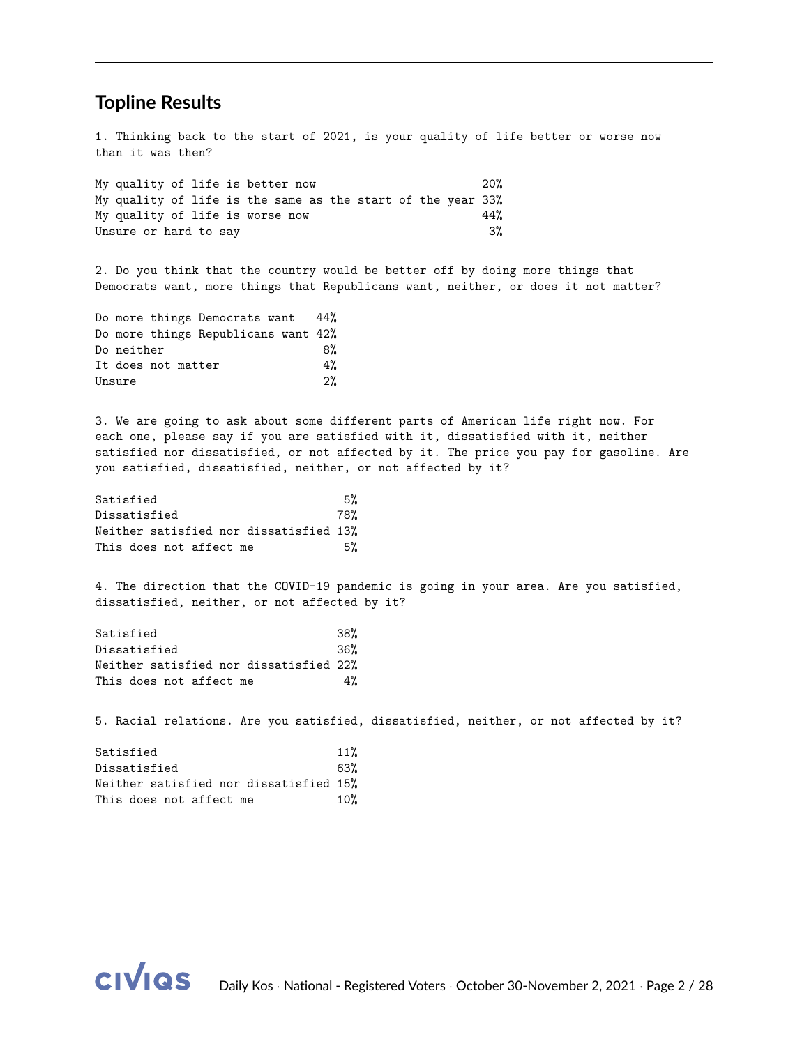## Topline Results

1. Thinking back to the start of 2021, is your quality of life better or worse now than it was then?

| | |
|---|---|
| My quality of life is better now | 20% |
| My quality of life is the same as the start of the year | 33% |
| My quality of life is worse now | 44% |
| Unsure or hard to say | 3% |

2. Do you think that the country would be better off by doing more things that Democrats want, more things that Republicans want, neither, or does it not matter?

| | |
|---|---|
| Do more things Democrats want | 44% |
| Do more things Republicans want | 42% |
| Do neither | 8% |
| It does not matter | 4% |
| Unsure | 2% |

3. We are going to ask about some different parts of American life right now. For each one, please say if you are satisfied with it, dissatisfied with it, neither satisfied nor dissatisfied, or not affected by it. The price you pay for gasoline. Are you satisfied, dissatisfied, neither, or not affected by it?

| | |
|---|---|
| Satisfied | 5% |
| Dissatisfied | 78% |
| Neither satisfied nor dissatisfied | 13% |
| This does not affect me | 5% |

4. The direction that the COVID-19 pandemic is going in your area. Are you satisfied, dissatisfied, neither, or not affected by it?

| | |
|---|---|
| Satisfied | 38% |
| Dissatisfied | 36% |
| Neither satisfied nor dissatisfied | 22% |
| This does not affect me | 4% |

5. Racial relations. Are you satisfied, dissatisfied, neither, or not affected by it?

| | |
|---|---|
| Satisfied | 11% |
| Dissatisfied | 63% |
| Neither satisfied nor dissatisfied | 15% |
| This does not affect me | 10% |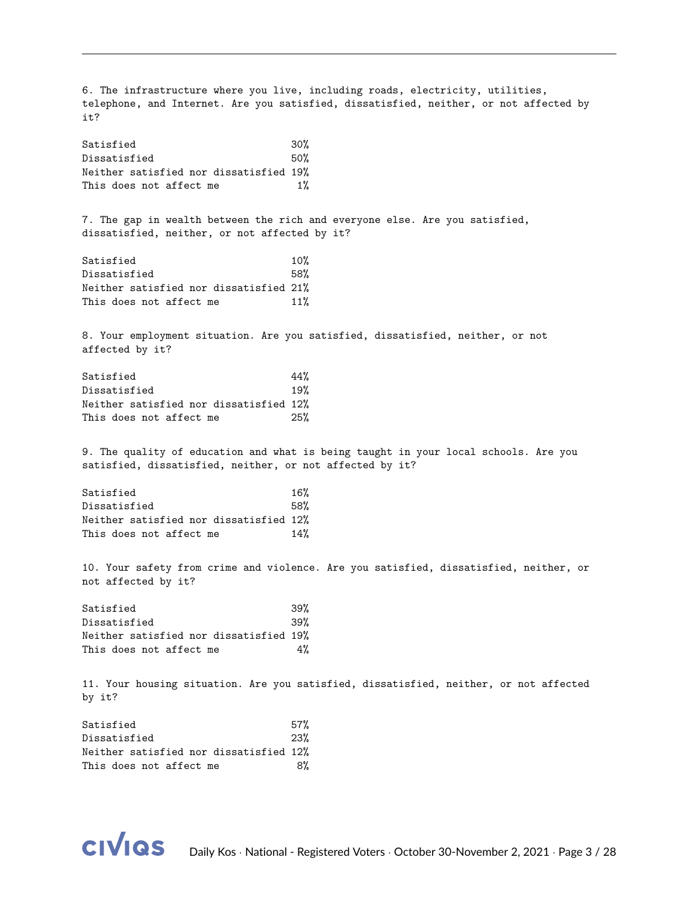6. The infrastructure where you live, including roads, electricity, utilities, telephone, and Internet. Are you satisfied, dissatisfied, neither, or not affected by it?

| | |
|---|---|
| Satisfied | 30% |
| Dissatisfied | 50% |
| Neither satisfied nor dissatisfied | 19% |
| This does not affect me | 1% |

7. The gap in wealth between the rich and everyone else. Are you satisfied, dissatisfied, neither, or not affected by it?

| | |
|---|---|
| Satisfied | 10% |
| Dissatisfied | 58% |
| Neither satisfied nor dissatisfied | 21% |
| This does not affect me | 11% |

8. Your employment situation. Are you satisfied, dissatisfied, neither, or not affected by it?

| | |
|---|---|
| Satisfied | 44% |
| Dissatisfied | 19% |
| Neither satisfied nor dissatisfied | 12% |
| This does not affect me | 25% |

9. The quality of education and what is being taught in your local schools. Are you satisfied, dissatisfied, neither, or not affected by it?

| | |
|---|---|
| Satisfied | 16% |
| Dissatisfied | 58% |
| Neither satisfied nor dissatisfied | 12% |
| This does not affect me | 14% |

10. Your safety from crime and violence. Are you satisfied, dissatisfied, neither, or not affected by it?

| | |
|---|---|
| Satisfied | 39% |
| Dissatisfied | 39% |
| Neither satisfied nor dissatisfied | 19% |
| This does not affect me | 4% |

11. Your housing situation. Are you satisfied, dissatisfied, neither, or not affected by it?

| | |
|---|---|
| Satisfied | 57% |
| Dissatisfied | 23% |
| Neither satisfied nor dissatisfied | 12% |
| This does not affect me | 8% |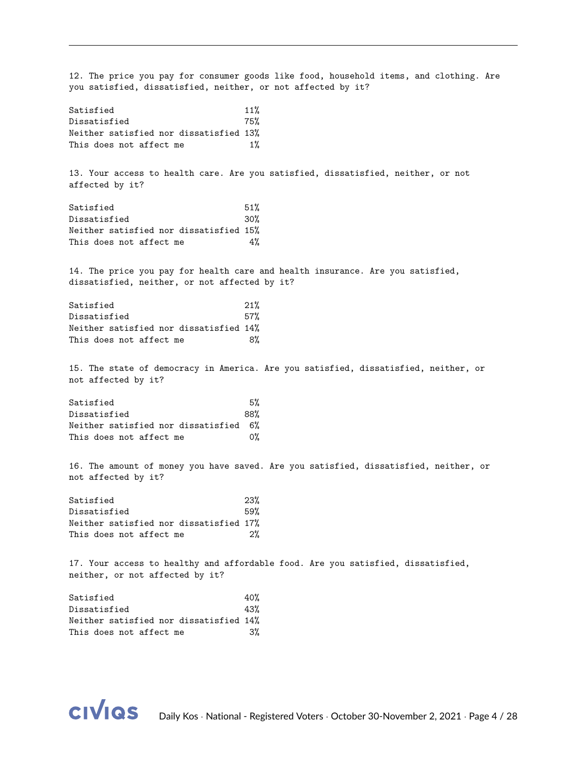12. The price you pay for consumer goods like food, household items, and clothing. Are you satisfied, dissatisfied, neither, or not affected by it?

| | |
|---|---|
| Satisfied | 11% |
| Dissatisfied | 75% |
| Neither satisfied nor dissatisfied | 13% |
| This does not affect me | 1% |

13. Your access to health care. Are you satisfied, dissatisfied, neither, or not affected by it?

| | |
|---|---|
| Satisfied | 51% |
| Dissatisfied | 30% |
| Neither satisfied nor dissatisfied | 15% |
| This does not affect me | 4% |

14. The price you pay for health care and health insurance. Are you satisfied, dissatisfied, neither, or not affected by it?

| | |
|---|---|
| Satisfied | 21% |
| Dissatisfied | 57% |
| Neither satisfied nor dissatisfied | 14% |
| This does not affect me | 8% |

15. The state of democracy in America. Are you satisfied, dissatisfied, neither, or not affected by it?

| | |
|---|---|
| Satisfied | 5% |
| Dissatisfied | 88% |
| Neither satisfied nor dissatisfied | 6% |
| This does not affect me | 0% |

16. The amount of money you have saved. Are you satisfied, dissatisfied, neither, or not affected by it?

| | |
|---|---|
| Satisfied | 23% |
| Dissatisfied | 59% |
| Neither satisfied nor dissatisfied | 17% |
| This does not affect me | 2% |

17. Your access to healthy and affordable food. Are you satisfied, dissatisfied, neither, or not affected by it?

| | |
|---|---|
| Satisfied | 40% |
| Dissatisfied | 43% |
| Neither satisfied nor dissatisfied | 14% |
| This does not affect me | 3% |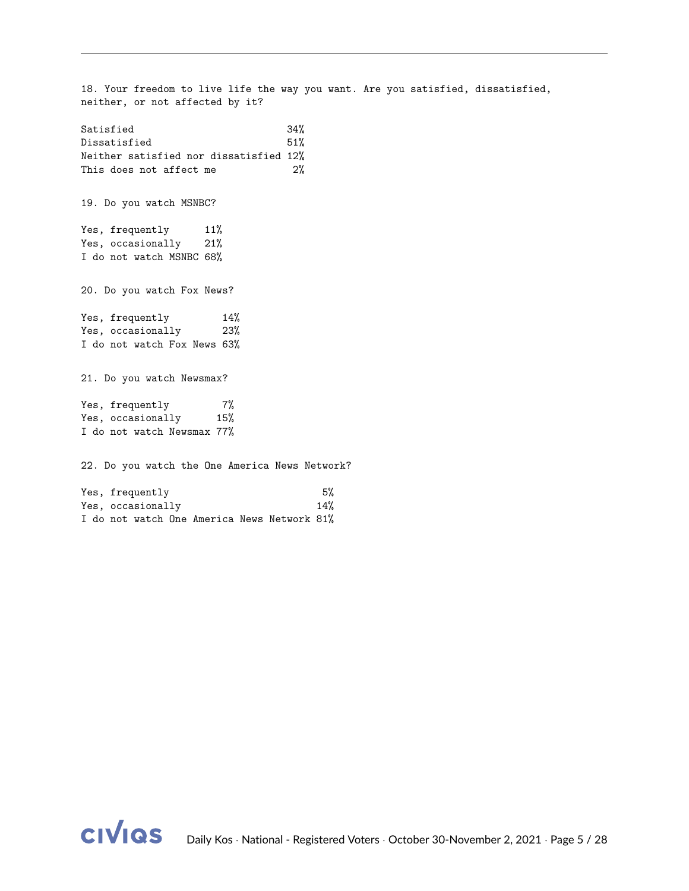18. Your freedom to live life the way you want. Are you satisfied, dissatisfied, neither, or not affected by it?

| | |
|---|---|
| Satisfied | 34% |
| Dissatisfied | 51% |
| Neither satisfied nor dissatisfied | 12% |
| This does not affect me | 2% |

19. Do you watch MSNBC?

| | |
|---|---|
| Yes, frequently | 11% |
| Yes, occasionally | 21% |
| I do not watch MSNBC | 68% |

20. Do you watch Fox News?

| | |
|---|---|
| Yes, frequently | 14% |
| Yes, occasionally | 23% |
| I do not watch Fox News | 63% |

21. Do you watch Newsmax?

| | |
|---|---|
| Yes, frequently | 7% |
| Yes, occasionally | 15% |
| I do not watch Newsmax | 77% |

22. Do you watch the One America News Network?

| | |
|---|---|
| Yes, frequently | 5% |
| Yes, occasionally | 14% |
| I do not watch One America News Network | 81% |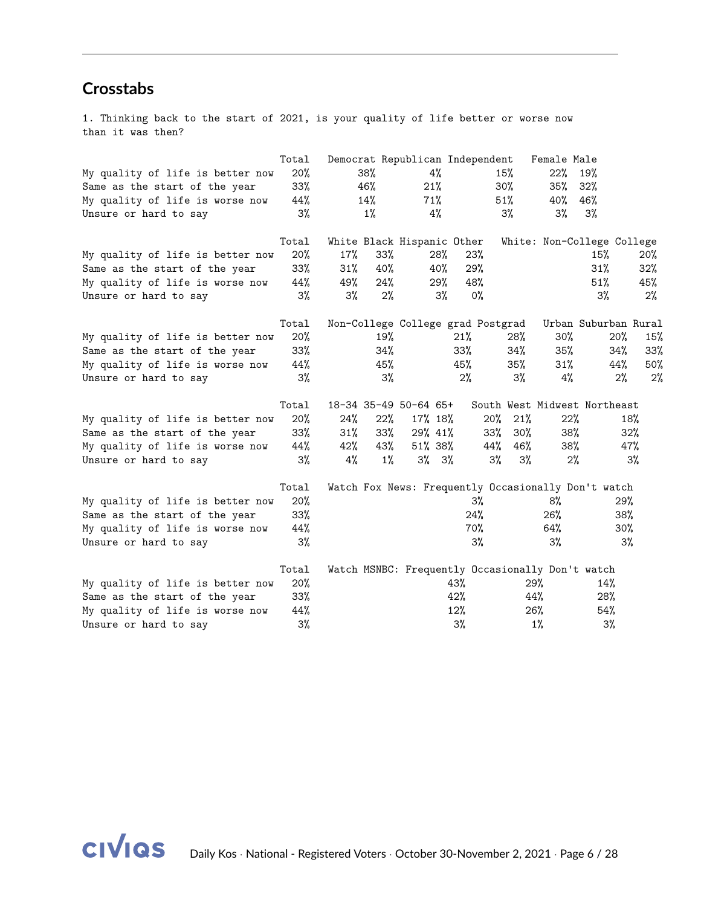## Crosstabs

1. Thinking back to the start of 2021, is your quality of life better or worse now than it was then?

| | Total | Democrat | Republican | Independent | Female | Male |
|---|---|---|---|---|---|---|
| My quality of life is better now | 20% | 38% | 4% | 15% | 22% | 19% |
| Same as the start of the year | 33% | 46% | 21% | 30% | 35% | 32% |
| My quality of life is worse now | 44% | 14% | 71% | 51% | 40% | 46% |
| Unsure or hard to say | 3% | 1% | 4% | 3% | 3% | 3% |

| | Total | White | Black | Hispanic | Other | White: Non-College | College |
|---|---|---|---|---|---|---|---|
| My quality of life is better now | 20% | 17% | 33% | 28% | 23% | 15% | 20% |
| Same as the start of the year | 33% | 31% | 40% | 40% | 29% | 31% | 32% |
| My quality of life is worse now | 44% | 49% | 24% | 29% | 48% | 51% | 45% |
| Unsure or hard to say | 3% | 3% | 2% | 3% | 0% | 3% | 2% |

| | Total | Non-College | College grad | Postgrad | Urban | Suburban | Rural |
|---|---|---|---|---|---|---|---|
| My quality of life is better now | 20% | 19% | 21% | 28% | 30% | 20% | 15% |
| Same as the start of the year | 33% | 34% | 33% | 34% | 35% | 34% | 33% |
| My quality of life is worse now | 44% | 45% | 45% | 35% | 31% | 44% | 50% |
| Unsure or hard to say | 3% | 3% | 2% | 3% | 4% | 2% | 2% |

| | Total | 18-34 | 35-49 | 50-64 | 65+ | South | West | Midwest | Northeast |
|---|---|---|---|---|---|---|---|---|---|
| My quality of life is better now | 20% | 24% | 22% | 17% | 18% | 20% | 21% | 22% | 18% |
| Same as the start of the year | 33% | 31% | 33% | 29% | 41% | 33% | 30% | 38% | 32% |
| My quality of life is worse now | 44% | 42% | 43% | 51% | 38% | 44% | 46% | 38% | 47% |
| Unsure or hard to say | 3% | 4% | 1% | 3% | 3% | 3% | 3% | 2% | 3% |

| | Total | Watch Fox News: Frequently | Occasionally | Don't watch |
|---|---|---|---|---|
| My quality of life is better now | 20% | 3% | 8% | 29% |
| Same as the start of the year | 33% | 24% | 26% | 38% |
| My quality of life is worse now | 44% | 70% | 64% | 30% |
| Unsure or hard to say | 3% | 3% | 3% | 3% |

| | Total | Watch MSNBC: Frequently | Occasionally | Don't watch |
|---|---|---|---|---|
| My quality of life is better now | 20% | 43% | 29% | 14% |
| Same as the start of the year | 33% | 42% | 44% | 28% |
| My quality of life is worse now | 44% | 12% | 26% | 54% |
| Unsure or hard to say | 3% | 3% | 1% | 3% |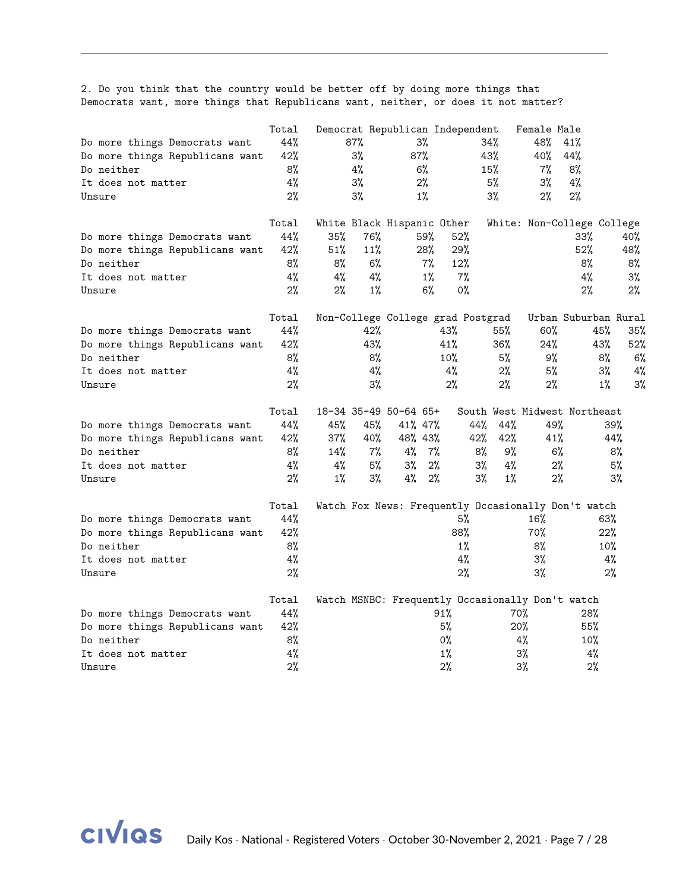2. Do you think that the country would be better off by doing more things that Democrats want, more things that Republicans want, neither, or does it not matter?

| | Total | Democrat | Republican | Independent | Female | Male |
|---|---|---|---|---|---|---|
| Do more things Democrats want | 44% | 87% | 3% | 34% | 48% | 41% |
| Do more things Republicans want | 42% | 3% | 87% | 43% | 40% | 44% |
| Do neither | 8% | 4% | 6% | 15% | 7% | 8% |
| It does not matter | 4% | 3% | 2% | 5% | 3% | 4% |
| Unsure | 2% | 3% | 1% | 3% | 2% | 2% |

| | Total | White | Black | Hispanic | Other | White: Non-College | College |
|---|---|---|---|---|---|---|---|
| Do more things Democrats want | 44% | 35% | 76% | 59% | 52% | 33% | 40% |
| Do more things Republicans want | 42% | 51% | 11% | 28% | 29% | 52% | 48% |
| Do neither | 8% | 8% | 6% | 7% | 12% | 8% | 8% |
| It does not matter | 4% | 4% | 4% | 1% | 7% | 4% | 3% |
| Unsure | 2% | 2% | 1% | 6% | 0% | 2% | 2% |

| | Total | Non-College | College grad | Postgrad | Urban | Suburban | Rural |
|---|---|---|---|---|---|---|---|
| Do more things Democrats want | 44% | 42% | 43% | 55% | 60% | 45% | 35% |
| Do more things Republicans want | 42% | 43% | 41% | 36% | 24% | 43% | 52% |
| Do neither | 8% | 8% | 10% | 5% | 9% | 8% | 6% |
| It does not matter | 4% | 4% | 4% | 2% | 5% | 3% | 4% |
| Unsure | 2% | 3% | 2% | 2% | 2% | 1% | 3% |

| | Total | 18-34 | 35-49 | 50-64 | 65+ | South | West | Midwest | Northeast |
|---|---|---|---|---|---|---|---|---|---|
| Do more things Democrats want | 44% | 45% | 45% | 41% | 47% | 44% | 44% | 49% | 39% |
| Do more things Republicans want | 42% | 37% | 40% | 48% | 43% | 42% | 42% | 41% | 44% |
| Do neither | 8% | 14% | 7% | 4% | 7% | 8% | 9% | 6% | 8% |
| It does not matter | 4% | 4% | 5% | 3% | 2% | 3% | 4% | 2% | 5% |
| Unsure | 2% | 1% | 3% | 4% | 2% | 3% | 1% | 2% | 3% |

| | Total | Watch Fox News: Frequently | Occasionally | Don't watch |
|---|---|---|---|---|
| Do more things Democrats want | 44% | 5% | 16% | 63% |
| Do more things Republicans want | 42% | 88% | 70% | 22% |
| Do neither | 8% | 1% | 8% | 10% |
| It does not matter | 4% | 4% | 3% | 4% |
| Unsure | 2% | 2% | 3% | 2% |

| | Total | Watch MSNBC: Frequently | Occasionally | Don't watch |
|---|---|---|---|---|
| Do more things Democrats want | 44% | 91% | 70% | 28% |
| Do more things Republicans want | 42% | 5% | 20% | 55% |
| Do neither | 8% | 0% | 4% | 10% |
| It does not matter | 4% | 1% | 3% | 4% |
| Unsure | 2% | 2% | 3% | 2% |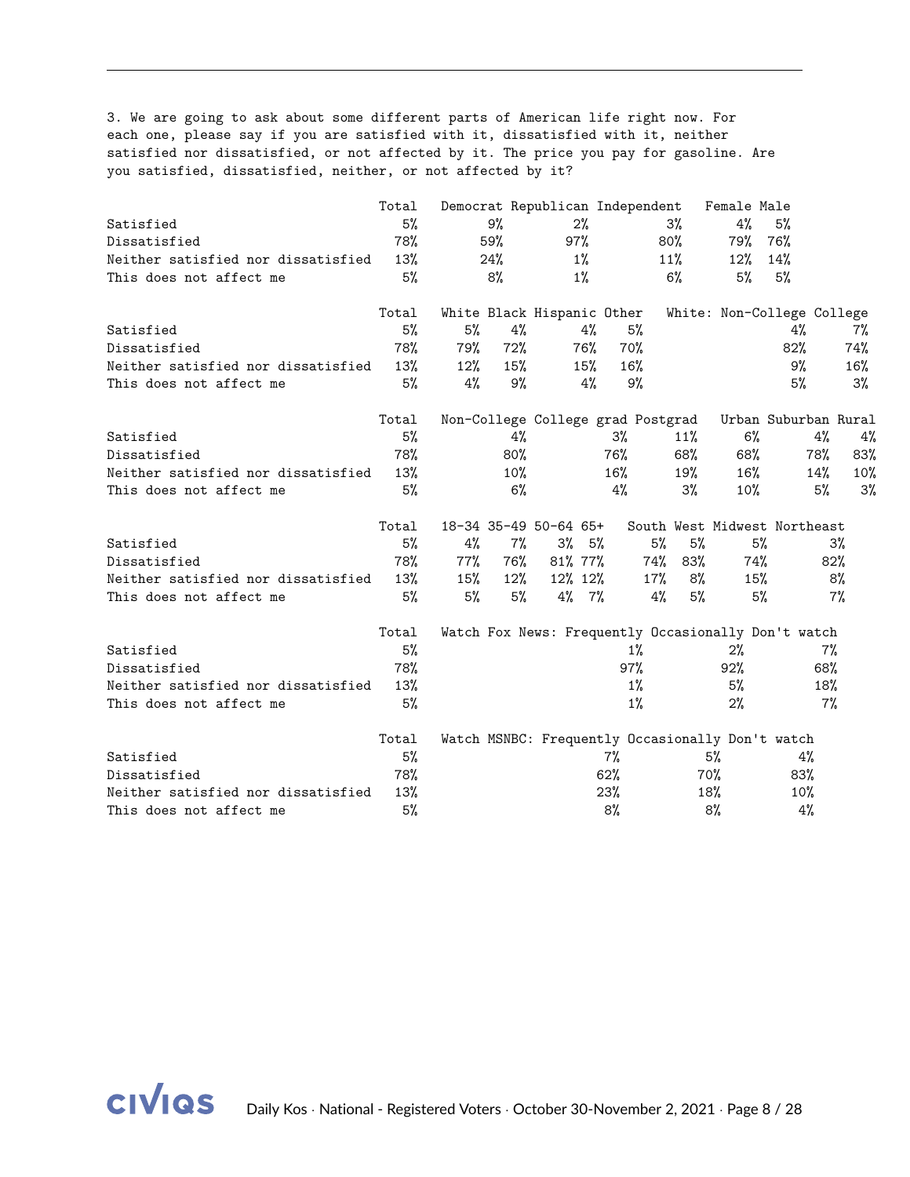3. We are going to ask about some different parts of American life right now. For each one, please say if you are satisfied with it, dissatisfied with it, neither satisfied nor dissatisfied, or not affected by it. The price you pay for gasoline. Are you satisfied, dissatisfied, neither, or not affected by it?

| | Total | Democrat | Republican | Independent | Female | Male |
|---|---|---|---|---|---|---|
| Satisfied | 5% | 9% | 2% | 3% | 4% | 5% |
| Dissatisfied | 78% | 59% | 97% | 80% | 79% | 76% |
| Neither satisfied nor dissatisfied | 13% | 24% | 1% | 11% | 12% | 14% |
| This does not affect me | 5% | 8% | 1% | 6% | 5% | 5% |

| | Total | White | Black | Hispanic | Other | White: Non-College | College |
|---|---|---|---|---|---|---|---|
| Satisfied | 5% | 5% | 4% | 4% | 5% | 4% | 7% |
| Dissatisfied | 78% | 79% | 72% | 76% | 70% | 82% | 74% |
| Neither satisfied nor dissatisfied | 13% | 12% | 15% | 15% | 16% | 9% | 16% |
| This does not affect me | 5% | 4% | 9% | 4% | 9% | 5% | 3% |

| | Total | Non-College | College grad | Postgrad | Urban | Suburban | Rural |
|---|---|---|---|---|---|---|---|
| Satisfied | 5% | 4% | 3% | 11% | 6% | 4% | 4% |
| Dissatisfied | 78% | 80% | 76% | 68% | 68% | 78% | 83% |
| Neither satisfied nor dissatisfied | 13% | 10% | 16% | 19% | 16% | 14% | 10% |
| This does not affect me | 5% | 6% | 4% | 3% | 10% | 5% | 3% |

| | Total | 18-34 | 35-49 | 50-64 | 65+ | South | West | Midwest | Northeast |
|---|---|---|---|---|---|---|---|---|---|
| Satisfied | 5% | 4% | 7% | 3% | 5% | 5% | 5% | 5% | 3% |
| Dissatisfied | 78% | 77% | 76% | 81% | 77% | 74% | 83% | 74% | 82% |
| Neither satisfied nor dissatisfied | 13% | 15% | 12% | 12% | 12% | 17% | 8% | 15% | 8% |
| This does not affect me | 5% | 5% | 5% | 4% | 7% | 4% | 5% | 5% | 7% |

| | Total | Watch Fox News: Frequently | Occasionally | Don't watch |
|---|---|---|---|---|
| Satisfied | 5% | 1% | 2% | 7% |
| Dissatisfied | 78% | 97% | 92% | 68% |
| Neither satisfied nor dissatisfied | 13% | 1% | 5% | 18% |
| This does not affect me | 5% | 1% | 2% | 7% |

| | Total | Watch MSNBC: Frequently | Occasionally | Don't watch |
|---|---|---|---|---|
| Satisfied | 5% | 7% | 5% | 4% |
| Dissatisfied | 78% | 62% | 70% | 83% |
| Neither satisfied nor dissatisfied | 13% | 23% | 18% | 10% |
| This does not affect me | 5% | 8% | 8% | 4% |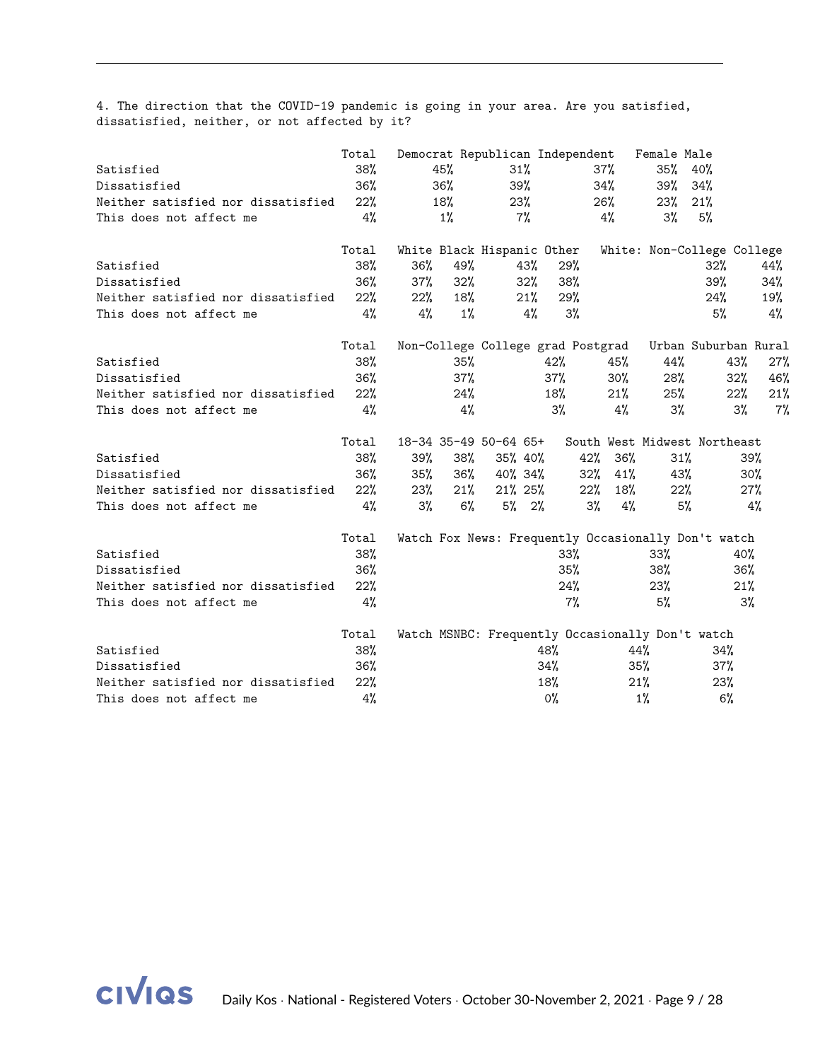4. The direction that the COVID-19 pandemic is going in your area. Are you satisfied, dissatisfied, neither, or not affected by it?

| | Total | Democrat | Republican | Independent | Female | Male |
|---|---|---|---|---|---|---|
| Satisfied | 38% | 45% | 31% | 37% | 35% | 40% |
| Dissatisfied | 36% | 36% | 39% | 34% | 39% | 34% |
| Neither satisfied nor dissatisfied | 22% | 18% | 23% | 26% | 23% | 21% |
| This does not affect me | 4% | 1% | 7% | 4% | 3% | 5% |

| | Total | White | Black | Hispanic | Other | White: Non-College | College |
|---|---|---|---|---|---|---|---|
| Satisfied | 38% | 36% | 49% | 43% | 29% | 32% | 44% |
| Dissatisfied | 36% | 37% | 32% | 32% | 38% | 39% | 34% |
| Neither satisfied nor dissatisfied | 22% | 22% | 18% | 21% | 29% | 24% | 19% |
| This does not affect me | 4% | 4% | 1% | 4% | 3% | 5% | 4% |

| | Total | Non-College | College grad | Postgrad | Urban | Suburban | Rural |
|---|---|---|---|---|---|---|---|
| Satisfied | 38% | 35% | 42% | 45% | 44% | 43% | 27% |
| Dissatisfied | 36% | 37% | 37% | 30% | 28% | 32% | 46% |
| Neither satisfied nor dissatisfied | 22% | 24% | 18% | 21% | 25% | 22% | 21% |
| This does not affect me | 4% | 4% | 3% | 4% | 3% | 3% | 7% |

| | Total | 18-34 | 35-49 | 50-64 | 65+ | South | West | Midwest | Northeast |
|---|---|---|---|---|---|---|---|---|---|
| Satisfied | 38% | 39% | 38% | 35% | 40% | 42% | 36% | 31% | 39% |
| Dissatisfied | 36% | 35% | 36% | 40% | 34% | 32% | 41% | 43% | 30% |
| Neither satisfied nor dissatisfied | 22% | 23% | 21% | 21% | 25% | 22% | 18% | 22% | 27% |
| This does not affect me | 4% | 3% | 6% | 5% | 2% | 3% | 4% | 5% | 4% |

| | Total | Watch Fox News: Frequently | Occasionally | Don't watch |
|---|---|---|---|---|
| Satisfied | 38% | 33% | 33% | 40% |
| Dissatisfied | 36% | 35% | 38% | 36% |
| Neither satisfied nor dissatisfied | 22% | 24% | 23% | 21% |
| This does not affect me | 4% | 7% | 5% | 3% |

| | Total | Watch MSNBC: Frequently | Occasionally | Don't watch |
|---|---|---|---|---|
| Satisfied | 38% | 48% | 44% | 34% |
| Dissatisfied | 36% | 34% | 35% | 37% |
| Neither satisfied nor dissatisfied | 22% | 18% | 21% | 23% |
| This does not affect me | 4% | 0% | 1% | 6% |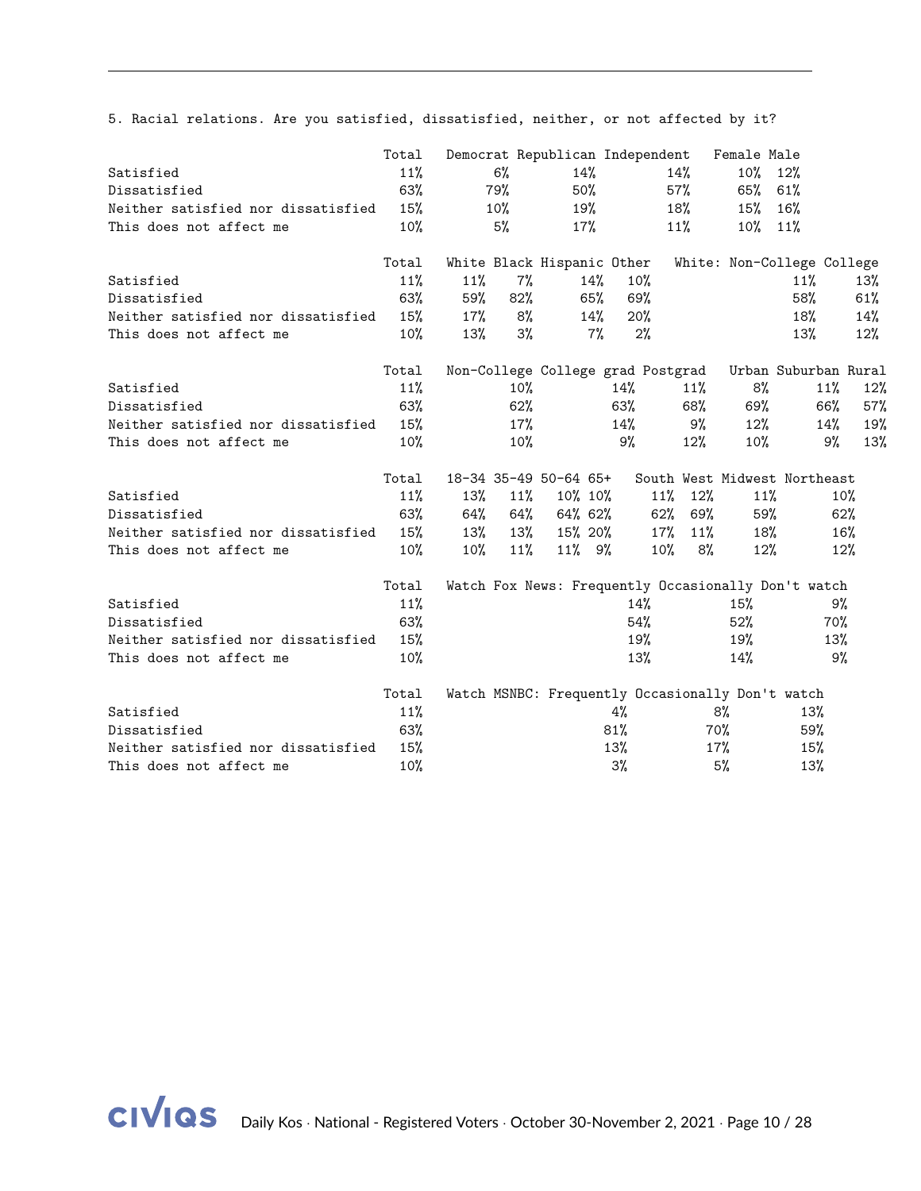5. Racial relations. Are you satisfied, dissatisfied, neither, or not affected by it?

| | Total | Democrat | Republican | Independent | Female | Male |
|---|---|---|---|---|---|---|
| Satisfied | 11% | 6% | 14% | 14% | 10% | 12% |
| Dissatisfied | 63% | 79% | 50% | 57% | 65% | 61% |
| Neither satisfied nor dissatisfied | 15% | 10% | 19% | 18% | 15% | 16% |
| This does not affect me | 10% | 5% | 17% | 11% | 10% | 11% |

| | Total | White | Black | Hispanic | Other | White: Non-College | College |
|---|---|---|---|---|---|---|---|
| Satisfied | 11% | 11% | 7% | 14% | 10% | 11% | 13% |
| Dissatisfied | 63% | 59% | 82% | 65% | 69% | 58% | 61% |
| Neither satisfied nor dissatisfied | 15% | 17% | 8% | 14% | 20% | 18% | 14% |
| This does not affect me | 10% | 13% | 3% | 7% | 2% | 13% | 12% |

| | Total | Non-College | College grad | Postgrad | Urban | Suburban | Rural |
|---|---|---|---|---|---|---|---|
| Satisfied | 11% | 10% | 14% | 11% | 8% | 11% | 12% |
| Dissatisfied | 63% | 62% | 63% | 68% | 69% | 66% | 57% |
| Neither satisfied nor dissatisfied | 15% | 17% | 14% | 9% | 12% | 14% | 19% |
| This does not affect me | 10% | 10% | 9% | 12% | 10% | 9% | 13% |

| | Total | 18-34 | 35-49 | 50-64 | 65+ | South | West | Midwest | Northeast |
|---|---|---|---|---|---|---|---|---|---|
| Satisfied | 11% | 13% | 11% | 10% | 10% | 11% | 12% | 11% | 10% |
| Dissatisfied | 63% | 64% | 64% | 64% | 62% | 62% | 69% | 59% | 62% |
| Neither satisfied nor dissatisfied | 15% | 13% | 13% | 15% | 20% | 17% | 11% | 18% | 16% |
| This does not affect me | 10% | 10% | 11% | 11% | 9% | 10% | 8% | 12% | 12% |

| | Total | Watch Fox News: Frequently | Occasionally | Don't watch |
|---|---|---|---|---|
| Satisfied | 11% | 14% | 15% | 9% |
| Dissatisfied | 63% | 54% | 52% | 70% |
| Neither satisfied nor dissatisfied | 15% | 19% | 19% | 13% |
| This does not affect me | 10% | 13% | 14% | 9% |

| | Total | Watch MSNBC: Frequently | Occasionally | Don't watch |
|---|---|---|---|---|
| Satisfied | 11% | 4% | 8% | 13% |
| Dissatisfied | 63% | 81% | 70% | 59% |
| Neither satisfied nor dissatisfied | 15% | 13% | 17% | 15% |
| This does not affect me | 10% | 3% | 5% | 13% |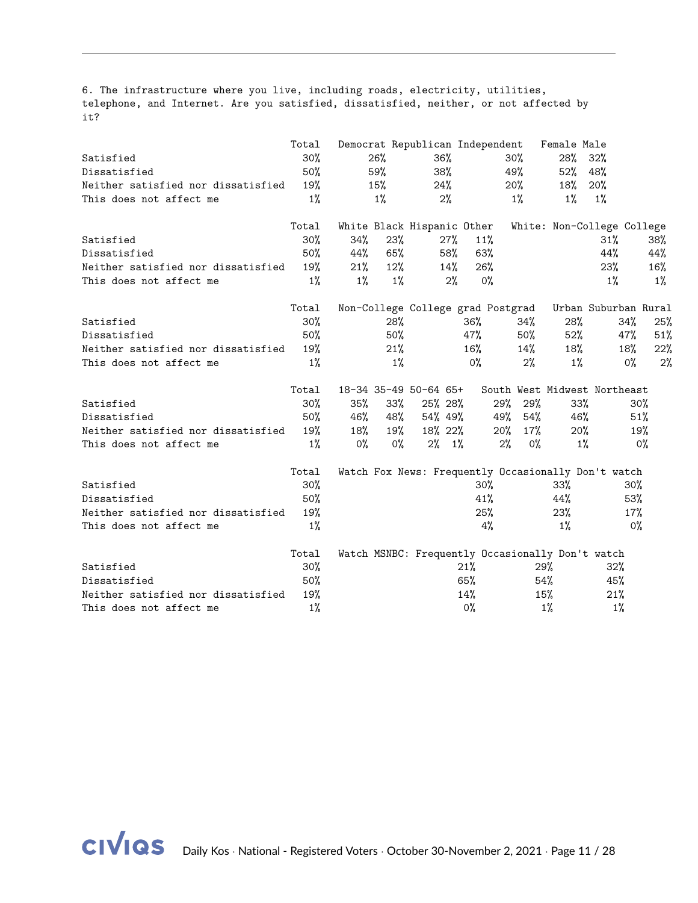6. The infrastructure where you live, including roads, electricity, utilities, telephone, and Internet. Are you satisfied, dissatisfied, neither, or not affected by it?

| | Total | Democrat | Republican | Independent | Female | Male |
|---|---|---|---|---|---|---|
| Satisfied | 30% | 26% | 36% | 30% | 28% | 32% |
| Dissatisfied | 50% | 59% | 38% | 49% | 52% | 48% |
| Neither satisfied nor dissatisfied | 19% | 15% | 24% | 20% | 18% | 20% |
| This does not affect me | 1% | 1% | 2% | 1% | 1% | 1% |

| | Total | White | Black | Hispanic | Other | White: Non-College | College |
|---|---|---|---|---|---|---|---|
| Satisfied | 30% | 34% | 23% | 27% | 11% | 31% | 38% |
| Dissatisfied | 50% | 44% | 65% | 58% | 63% | 44% | 44% |
| Neither satisfied nor dissatisfied | 19% | 21% | 12% | 14% | 26% | 23% | 16% |
| This does not affect me | 1% | 1% | 1% | 2% | 0% | 1% | 1% |

| | Total | Non-College | College grad | Postgrad | Urban | Suburban | Rural |
|---|---|---|---|---|---|---|---|
| Satisfied | 30% | 28% | 36% | 34% | 28% | 34% | 25% |
| Dissatisfied | 50% | 50% | 47% | 50% | 52% | 47% | 51% |
| Neither satisfied nor dissatisfied | 19% | 21% | 16% | 14% | 18% | 18% | 22% |
| This does not affect me | 1% | 1% | 0% | 2% | 1% | 0% | 2% |

| | Total | 18-34 | 35-49 | 50-64 | 65+ | South | West | Midwest | Northeast |
|---|---|---|---|---|---|---|---|---|---|
| Satisfied | 30% | 35% | 33% | 25% | 28% | 29% | 29% | 33% | 30% |
| Dissatisfied | 50% | 46% | 48% | 54% | 49% | 49% | 54% | 46% | 51% |
| Neither satisfied nor dissatisfied | 19% | 18% | 19% | 18% | 22% | 20% | 17% | 20% | 19% |
| This does not affect me | 1% | 0% | 0% | 2% | 1% | 2% | 0% | 1% | 0% |

| | Total | Watch Fox News: Frequently | Occasionally | Don't watch |
|---|---|---|---|---|
| Satisfied | 30% | 30% | 33% | 30% |
| Dissatisfied | 50% | 41% | 44% | 53% |
| Neither satisfied nor dissatisfied | 19% | 25% | 23% | 17% |
| This does not affect me | 1% | 4% | 1% | 0% |

| | Total | Watch MSNBC: Frequently | Occasionally | Don't watch |
|---|---|---|---|---|
| Satisfied | 30% | 21% | 29% | 32% |
| Dissatisfied | 50% | 65% | 54% | 45% |
| Neither satisfied nor dissatisfied | 19% | 14% | 15% | 21% |
| This does not affect me | 1% | 0% | 1% | 1% |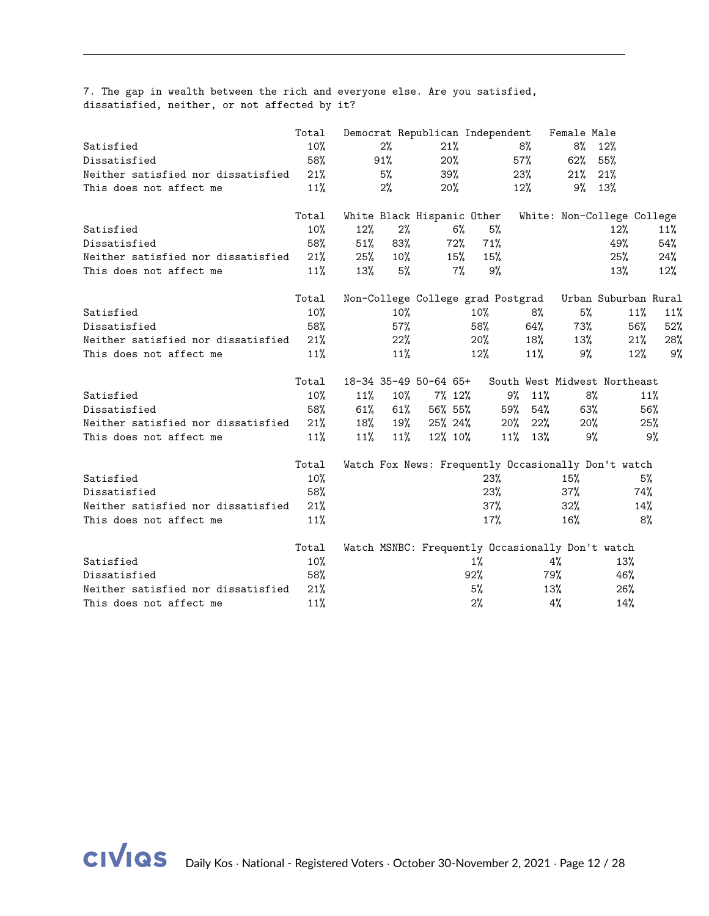7. The gap in wealth between the rich and everyone else. Are you satisfied, dissatisfied, neither, or not affected by it?

| | Total | Democrat | Republican | Independent | Female | Male |
|---|---|---|---|---|---|---|
| Satisfied | 10% | 2% | 21% | 8% | 8% | 12% |
| Dissatisfied | 58% | 91% | 20% | 57% | 62% | 55% |
| Neither satisfied nor dissatisfied | 21% | 5% | 39% | 23% | 21% | 21% |
| This does not affect me | 11% | 2% | 20% | 12% | 9% | 13% |

| | Total | White | Black | Hispanic | Other | White: Non-College | College |
|---|---|---|---|---|---|---|---|
| Satisfied | 10% | 12% | 2% | 6% | 5% | 12% | 11% |
| Dissatisfied | 58% | 51% | 83% | 72% | 71% | 49% | 54% |
| Neither satisfied nor dissatisfied | 21% | 25% | 10% | 15% | 15% | 25% | 24% |
| This does not affect me | 11% | 13% | 5% | 7% | 9% | 13% | 12% |

| | Total | Non-College | College grad | Postgrad | Urban | Suburban | Rural |
|---|---|---|---|---|---|---|---|
| Satisfied | 10% | 10% | 10% | 8% | 5% | 11% | 11% |
| Dissatisfied | 58% | 57% | 58% | 64% | 73% | 56% | 52% |
| Neither satisfied nor dissatisfied | 21% | 22% | 20% | 18% | 13% | 21% | 28% |
| This does not affect me | 11% | 11% | 12% | 11% | 9% | 12% | 9% |

| | Total | 18-34 | 35-49 | 50-64 | 65+ | South | West | Midwest | Northeast |
|---|---|---|---|---|---|---|---|---|---|
| Satisfied | 10% | 11% | 10% | 7% | 12% | 9% | 11% | 8% | 11% |
| Dissatisfied | 58% | 61% | 61% | 56% | 55% | 59% | 54% | 63% | 56% |
| Neither satisfied nor dissatisfied | 21% | 18% | 19% | 25% | 24% | 20% | 22% | 20% | 25% |
| This does not affect me | 11% | 11% | 11% | 12% | 10% | 11% | 13% | 9% | 9% |

| | Total | Watch Fox News: Frequently | Occasionally | Don't watch |
|---|---|---|---|---|
| Satisfied | 10% | 23% | 15% | 5% |
| Dissatisfied | 58% | 23% | 37% | 74% |
| Neither satisfied nor dissatisfied | 21% | 37% | 32% | 14% |
| This does not affect me | 11% | 17% | 16% | 8% |

| | Total | Watch MSNBC: Frequently | Occasionally | Don't watch |
|---|---|---|---|---|
| Satisfied | 10% | 1% | 4% | 13% |
| Dissatisfied | 58% | 92% | 79% | 46% |
| Neither satisfied nor dissatisfied | 21% | 5% | 13% | 26% |
| This does not affect me | 11% | 2% | 4% | 14% |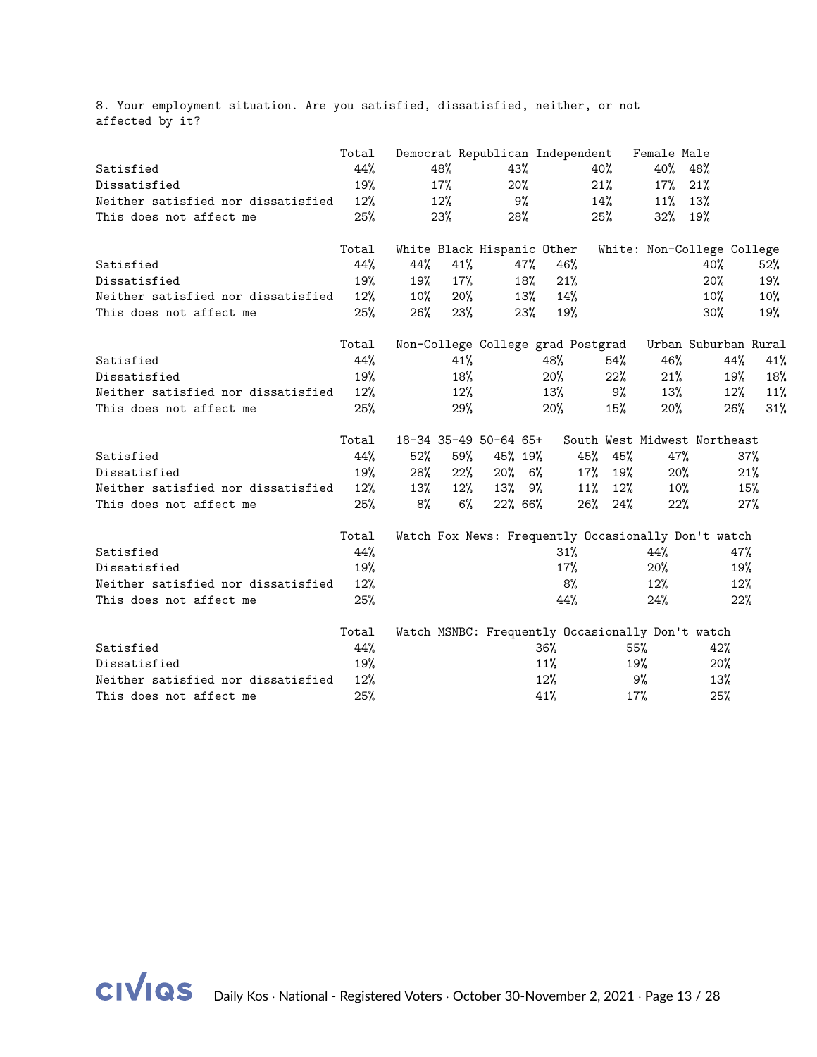8. Your employment situation. Are you satisfied, dissatisfied, neither, or not affected by it?

| | Total | Democrat | Republican | Independent | Female | Male |
|---|---|---|---|---|---|---|
| Satisfied | 44% | 48% | 43% | 40% | 40% | 48% |
| Dissatisfied | 19% | 17% | 20% | 21% | 17% | 21% |
| Neither satisfied nor dissatisfied | 12% | 12% | 9% | 14% | 11% | 13% |
| This does not affect me | 25% | 23% | 28% | 25% | 32% | 19% |

| | Total | White | Black | Hispanic | Other | White: Non-College | College |
|---|---|---|---|---|---|---|---|
| Satisfied | 44% | 44% | 41% | 47% | 46% | 40% | 52% |
| Dissatisfied | 19% | 19% | 17% | 18% | 21% | 20% | 19% |
| Neither satisfied nor dissatisfied | 12% | 10% | 20% | 13% | 14% | 10% | 10% |
| This does not affect me | 25% | 26% | 23% | 23% | 19% | 30% | 19% |

| | Total | Non-College | College grad | Postgrad | Urban | Suburban | Rural |
|---|---|---|---|---|---|---|---|
| Satisfied | 44% | 41% | 48% | 54% | 46% | 44% | 41% |
| Dissatisfied | 19% | 18% | 20% | 22% | 21% | 19% | 18% |
| Neither satisfied nor dissatisfied | 12% | 12% | 13% | 9% | 13% | 12% | 11% |
| This does not affect me | 25% | 29% | 20% | 15% | 20% | 26% | 31% |

| | Total | 18-34 | 35-49 | 50-64 | 65+ | South | West | Midwest | Northeast |
|---|---|---|---|---|---|---|---|---|---|
| Satisfied | 44% | 52% | 59% | 45% | 19% | 45% | 45% | 47% | 37% |
| Dissatisfied | 19% | 28% | 22% | 20% | 6% | 17% | 19% | 20% | 21% |
| Neither satisfied nor dissatisfied | 12% | 13% | 12% | 13% | 9% | 11% | 12% | 10% | 15% |
| This does not affect me | 25% | 8% | 6% | 22% | 66% | 26% | 24% | 22% | 27% |

| | Total | Watch Fox News: Frequently | Occasionally | Don't watch |
|---|---|---|---|---|
| Satisfied | 44% | 31% | 44% | 47% |
| Dissatisfied | 19% | 17% | 20% | 19% |
| Neither satisfied nor dissatisfied | 12% | 8% | 12% | 12% |
| This does not affect me | 25% | 44% | 24% | 22% |

| | Total | Watch MSNBC: Frequently | Occasionally | Don't watch |
|---|---|---|---|---|
| Satisfied | 44% | 36% | 55% | 42% |
| Dissatisfied | 19% | 11% | 19% | 20% |
| Neither satisfied nor dissatisfied | 12% | 12% | 9% | 13% |
| This does not affect me | 25% | 41% | 17% | 25% |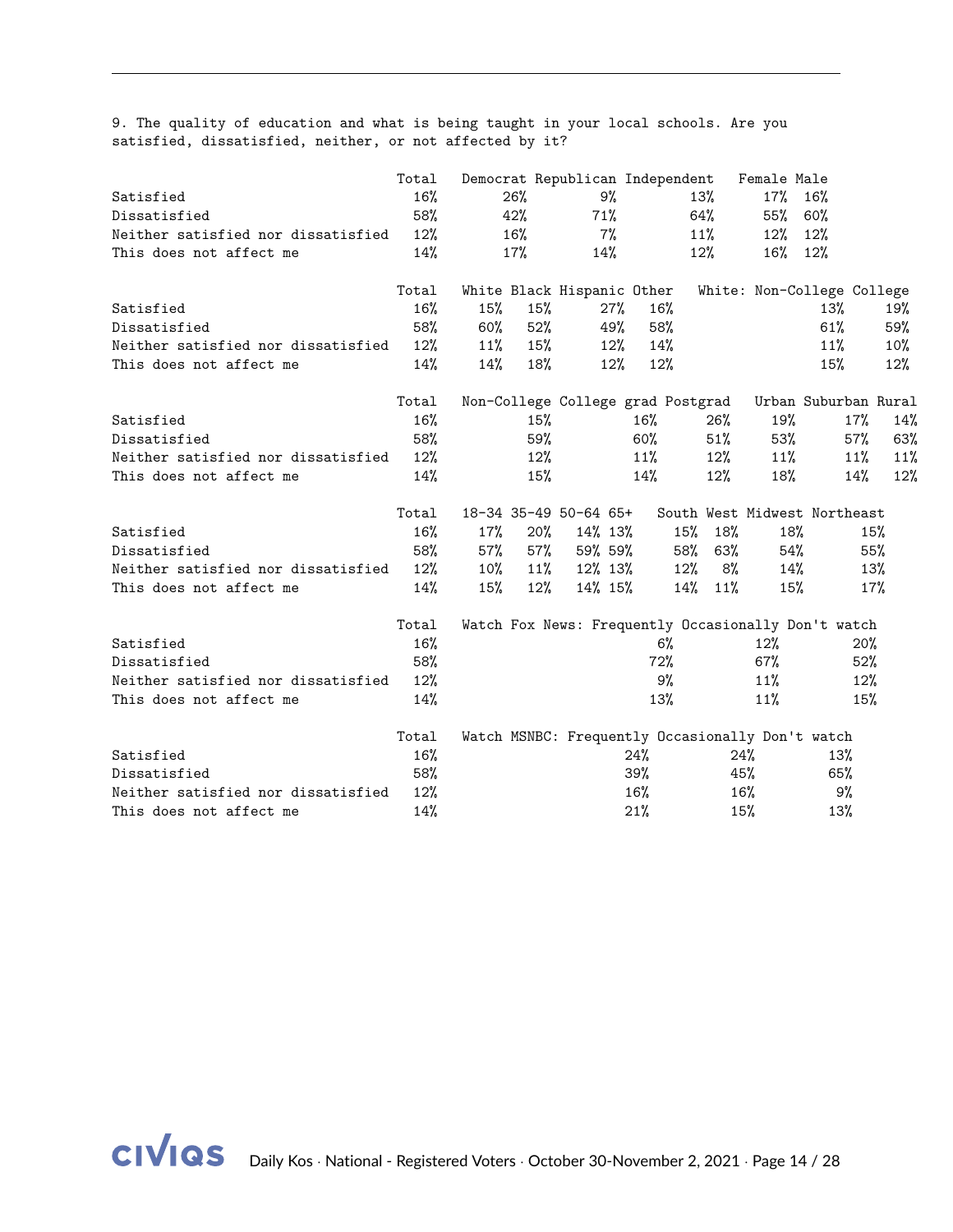9. The quality of education and what is being taught in your local schools. Are you satisfied, dissatisfied, neither, or not affected by it?

| | Total | Democrat | Republican | Independent | Female | Male |
|---|---|---|---|---|---|---|
| Satisfied | 16% | 26% | 9% | 13% | 17% | 16% |
| Dissatisfied | 58% | 42% | 71% | 64% | 55% | 60% |
| Neither satisfied nor dissatisfied | 12% | 16% | 7% | 11% | 12% | 12% |
| This does not affect me | 14% | 17% | 14% | 12% | 16% | 12% |

| | Total | White | Black | Hispanic | Other | White: Non-College | College |
|---|---|---|---|---|---|---|---|
| Satisfied | 16% | 15% | 15% | 27% | 16% | 13% | 19% |
| Dissatisfied | 58% | 60% | 52% | 49% | 58% | 61% | 59% |
| Neither satisfied nor dissatisfied | 12% | 11% | 15% | 12% | 14% | 11% | 10% |
| This does not affect me | 14% | 14% | 18% | 12% | 12% | 15% | 12% |

| | Total | Non-College | College grad | Postgrad | Urban | Suburban | Rural |
|---|---|---|---|---|---|---|---|
| Satisfied | 16% | 15% | 16% | 26% | 19% | 17% | 14% |
| Dissatisfied | 58% | 59% | 60% | 51% | 53% | 57% | 63% |
| Neither satisfied nor dissatisfied | 12% | 12% | 11% | 12% | 11% | 11% | 11% |
| This does not affect me | 14% | 15% | 14% | 12% | 18% | 14% | 12% |

| | Total | 18-34 | 35-49 | 50-64 | 65+ | South | West | Midwest | Northeast |
|---|---|---|---|---|---|---|---|---|---|
| Satisfied | 16% | 17% | 20% | 14% | 13% | 15% | 18% | 18% | 15% |
| Dissatisfied | 58% | 57% | 57% | 59% | 59% | 58% | 63% | 54% | 55% |
| Neither satisfied nor dissatisfied | 12% | 10% | 11% | 12% | 13% | 12% | 8% | 14% | 13% |
| This does not affect me | 14% | 15% | 12% | 14% | 15% | 14% | 11% | 15% | 17% |

| | Total | Watch Fox News: Frequently | Occasionally | Don't watch |
|---|---|---|---|---|
| Satisfied | 16% | 6% | 12% | 20% |
| Dissatisfied | 58% | 72% | 67% | 52% |
| Neither satisfied nor dissatisfied | 12% | 9% | 11% | 12% |
| This does not affect me | 14% | 13% | 11% | 15% |

| | Total | Watch MSNBC: Frequently | Occasionally | Don't watch |
|---|---|---|---|---|
| Satisfied | 16% | 24% | 24% | 13% |
| Dissatisfied | 58% | 39% | 45% | 65% |
| Neither satisfied nor dissatisfied | 12% | 16% | 16% | 9% |
| This does not affect me | 14% | 21% | 15% | 13% |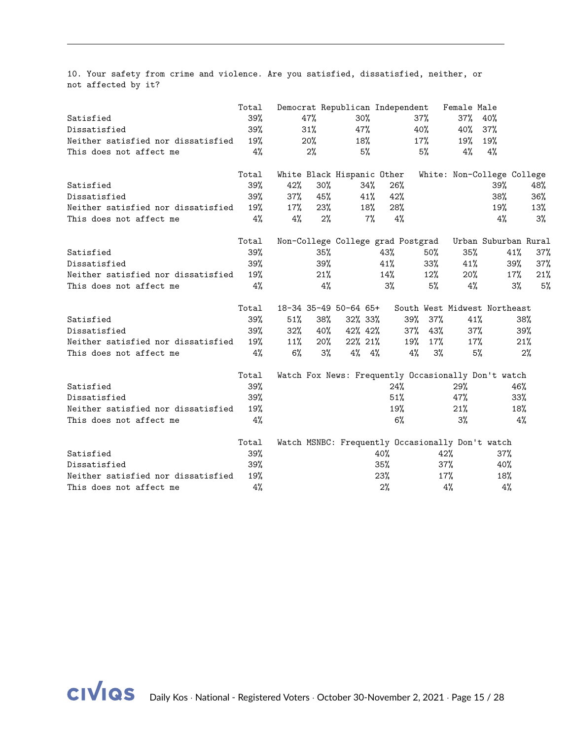10. Your safety from crime and violence. Are you satisfied, dissatisfied, neither, or not affected by it?

| | Total | Democrat | Republican | Independent | Female | Male |
|---|---|---|---|---|---|---|
| Satisfied | 39% | 47% | 30% | 37% | 37% | 40% |
| Dissatisfied | 39% | 31% | 47% | 40% | 40% | 37% |
| Neither satisfied nor dissatisfied | 19% | 20% | 18% | 17% | 19% | 19% |
| This does not affect me | 4% | 2% | 5% | 5% | 4% | 4% |

| | Total | White | Black | Hispanic | Other | White: Non-College | College |
|---|---|---|---|---|---|---|---|
| Satisfied | 39% | 42% | 30% | 34% | 26% | 39% | 48% |
| Dissatisfied | 39% | 37% | 45% | 41% | 42% | 38% | 36% |
| Neither satisfied nor dissatisfied | 19% | 17% | 23% | 18% | 28% | 19% | 13% |
| This does not affect me | 4% | 4% | 2% | 7% | 4% | 4% | 3% |

| | Total | Non-College | College grad | Postgrad | Urban | Suburban | Rural |
|---|---|---|---|---|---|---|---|
| Satisfied | 39% | 35% | 43% | 50% | 35% | 41% | 37% |
| Dissatisfied | 39% | 39% | 41% | 33% | 41% | 39% | 37% |
| Neither satisfied nor dissatisfied | 19% | 21% | 14% | 12% | 20% | 17% | 21% |
| This does not affect me | 4% | 4% | 3% | 5% | 4% | 3% | 5% |

| | Total | 18-34 | 35-49 | 50-64 | 65+ | South | West | Midwest | Northeast |
|---|---|---|---|---|---|---|---|---|---|
| Satisfied | 39% | 51% | 38% | 32% | 33% | 39% | 37% | 41% | 38% |
| Dissatisfied | 39% | 32% | 40% | 42% | 42% | 37% | 43% | 37% | 39% |
| Neither satisfied nor dissatisfied | 19% | 11% | 20% | 22% | 21% | 19% | 17% | 17% | 21% |
| This does not affect me | 4% | 6% | 3% | 4% | 4% | 4% | 3% | 5% | 2% |

| | Total | Watch Fox News: Frequently | Occasionally | Don't watch |
|---|---|---|---|---|
| Satisfied | 39% | 24% | 29% | 46% |
| Dissatisfied | 39% | 51% | 47% | 33% |
| Neither satisfied nor dissatisfied | 19% | 19% | 21% | 18% |
| This does not affect me | 4% | 6% | 3% | 4% |

| | Total | Watch MSNBC: Frequently | Occasionally | Don't watch |
|---|---|---|---|---|
| Satisfied | 39% | 40% | 42% | 37% |
| Dissatisfied | 39% | 35% | 37% | 40% |
| Neither satisfied nor dissatisfied | 19% | 23% | 17% | 18% |
| This does not affect me | 4% | 2% | 4% | 4% |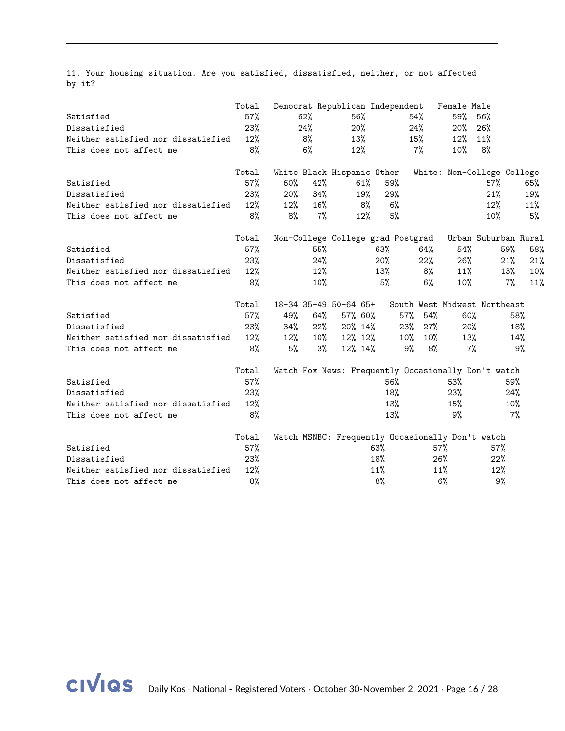11. Your housing situation. Are you satisfied, dissatisfied, neither, or not affected by it?

| | Total | Democrat | Republican | Independent | Female | Male |
|---|---|---|---|---|---|---|
| Satisfied | 57% | 62% | 56% | 54% | 59% | 56% |
| Dissatisfied | 23% | 24% | 20% | 24% | 20% | 26% |
| Neither satisfied nor dissatisfied | 12% | 8% | 13% | 15% | 12% | 11% |
| This does not affect me | 8% | 6% | 12% | 7% | 10% | 8% |

| | Total | White | Black | Hispanic | Other | White: Non-College | College |
|---|---|---|---|---|---|---|---|
| Satisfied | 57% | 60% | 42% | 61% | 59% | 57% | 65% |
| Dissatisfied | 23% | 20% | 34% | 19% | 29% | 21% | 19% |
| Neither satisfied nor dissatisfied | 12% | 12% | 16% | 8% | 6% | 12% | 11% |
| This does not affect me | 8% | 8% | 7% | 12% | 5% | 10% | 5% |

| | Total | Non-College | College grad | Postgrad | Urban | Suburban | Rural |
|---|---|---|---|---|---|---|---|
| Satisfied | 57% | 55% | 63% | 64% | 54% | 59% | 58% |
| Dissatisfied | 23% | 24% | 20% | 22% | 26% | 21% | 21% |
| Neither satisfied nor dissatisfied | 12% | 12% | 13% | 8% | 11% | 13% | 10% |
| This does not affect me | 8% | 10% | 5% | 6% | 10% | 7% | 11% |

| | Total | 18-34 | 35-49 | 50-64 | 65+ | South | West | Midwest | Northeast |
|---|---|---|---|---|---|---|---|---|---|
| Satisfied | 57% | 49% | 64% | 57% | 60% | 57% | 54% | 60% | 58% |
| Dissatisfied | 23% | 34% | 22% | 20% | 14% | 23% | 27% | 20% | 18% |
| Neither satisfied nor dissatisfied | 12% | 12% | 10% | 12% | 12% | 10% | 10% | 13% | 14% |
| This does not affect me | 8% | 5% | 3% | 12% | 14% | 9% | 8% | 7% | 9% |

| | Total | Watch Fox News: Frequently | Occasionally | Don't watch |
|---|---|---|---|---|
| Satisfied | 57% | 56% | 53% | 59% |
| Dissatisfied | 23% | 18% | 23% | 24% |
| Neither satisfied nor dissatisfied | 12% | 13% | 15% | 10% |
| This does not affect me | 8% | 13% | 9% | 7% |

| | Total | Watch MSNBC: Frequently | Occasionally | Don't watch |
|---|---|---|---|---|
| Satisfied | 57% | 63% | 57% | 57% |
| Dissatisfied | 23% | 18% | 26% | 22% |
| Neither satisfied nor dissatisfied | 12% | 11% | 11% | 12% |
| This does not affect me | 8% | 8% | 6% | 9% |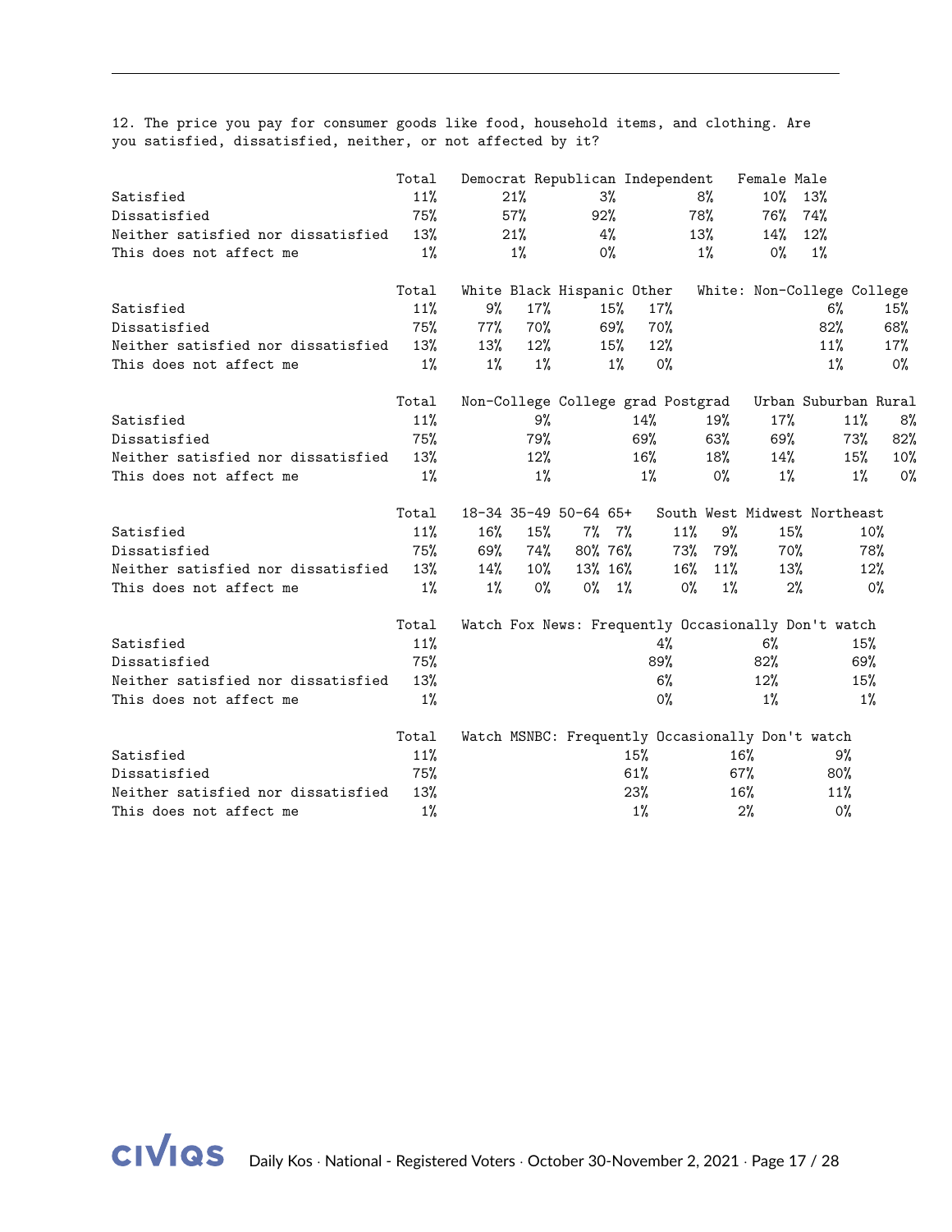12. The price you pay for consumer goods like food, household items, and clothing. Are you satisfied, dissatisfied, neither, or not affected by it?

| | Total | Democrat | Republican | Independent | Female | Male |
|---|---|---|---|---|---|---|
| Satisfied | 11% | 21% | 3% | 8% | 10% | 13% |
| Dissatisfied | 75% | 57% | 92% | 78% | 76% | 74% |
| Neither satisfied nor dissatisfied | 13% | 21% | 4% | 13% | 14% | 12% |
| This does not affect me | 1% | 1% | 0% | 1% | 0% | 1% |

| | Total | White | Black | Hispanic | Other | White: Non-College | College |
|---|---|---|---|---|---|---|---|
| Satisfied | 11% | 9% | 17% | 15% | 17% | 6% | 15% |
| Dissatisfied | 75% | 77% | 70% | 69% | 70% | 82% | 68% |
| Neither satisfied nor dissatisfied | 13% | 13% | 12% | 15% | 12% | 11% | 17% |
| This does not affect me | 1% | 1% | 1% | 1% | 0% | 1% | 0% |

| | Total | Non-College | College grad | Postgrad | Urban | Suburban | Rural |
|---|---|---|---|---|---|---|---|
| Satisfied | 11% | 9% | 14% | 19% | 17% | 11% | 8% |
| Dissatisfied | 75% | 79% | 69% | 63% | 69% | 73% | 82% |
| Neither satisfied nor dissatisfied | 13% | 12% | 16% | 18% | 14% | 15% | 10% |
| This does not affect me | 1% | 1% | 1% | 0% | 1% | 1% | 0% |

| | Total | 18-34 | 35-49 | 50-64 | 65+ | South | West | Midwest | Northeast |
|---|---|---|---|---|---|---|---|---|---|
| Satisfied | 11% | 16% | 15% | 7% | 7% | 11% | 9% | 15% | 10% |
| Dissatisfied | 75% | 69% | 74% | 80% | 76% | 73% | 79% | 70% | 78% |
| Neither satisfied nor dissatisfied | 13% | 14% | 10% | 13% | 16% | 16% | 11% | 13% | 12% |
| This does not affect me | 1% | 1% | 0% | 0% | 1% | 0% | 1% | 2% | 0% |

| | Total | Watch Fox News: Frequently | Occasionally | Don't watch |
|---|---|---|---|---|
| Satisfied | 11% | 4% | 6% | 15% |
| Dissatisfied | 75% | 89% | 82% | 69% |
| Neither satisfied nor dissatisfied | 13% | 6% | 12% | 15% |
| This does not affect me | 1% | 0% | 1% | 1% |

| | Total | Watch MSNBC: Frequently | Occasionally | Don't watch |
|---|---|---|---|---|
| Satisfied | 11% | 15% | 16% | 9% |
| Dissatisfied | 75% | 61% | 67% | 80% |
| Neither satisfied nor dissatisfied | 13% | 23% | 16% | 11% |
| This does not affect me | 1% | 1% | 2% | 0% |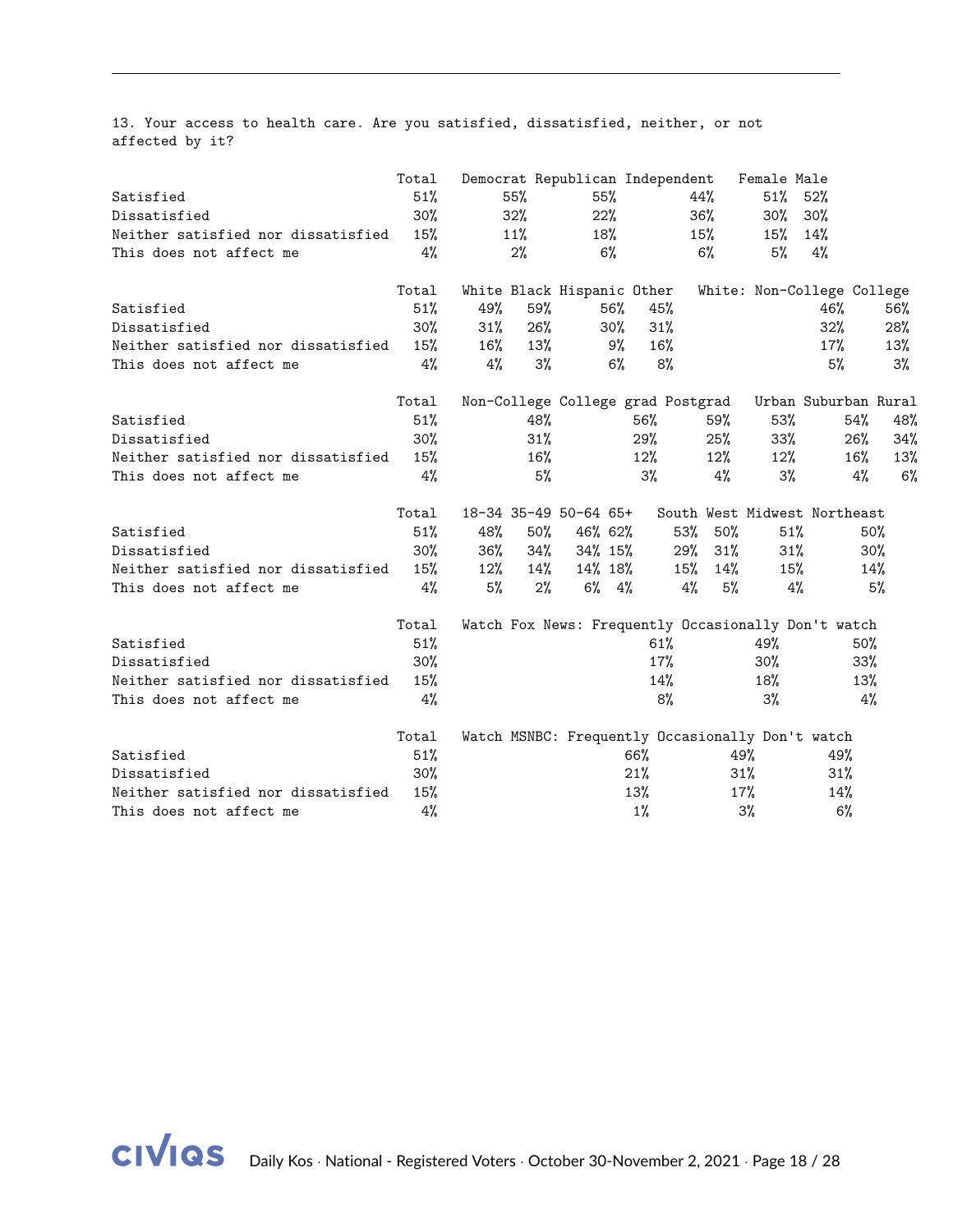13. Your access to health care. Are you satisfied, dissatisfied, neither, or not affected by it?

| | Total | Democrat | Republican | Independent | Female | Male |
|---|---|---|---|---|---|---|
| Satisfied | 51% | 55% | 55% | 44% | 51% | 52% |
| Dissatisfied | 30% | 32% | 22% | 36% | 30% | 30% |
| Neither satisfied nor dissatisfied | 15% | 11% | 18% | 15% | 15% | 14% |
| This does not affect me | 4% | 2% | 6% | 6% | 5% | 4% |

| | Total | White | Black | Hispanic | Other | White: Non-College | College |
|---|---|---|---|---|---|---|---|
| Satisfied | 51% | 49% | 59% | 56% | 45% | 46% | 56% |
| Dissatisfied | 30% | 31% | 26% | 30% | 31% | 32% | 28% |
| Neither satisfied nor dissatisfied | 15% | 16% | 13% | 9% | 16% | 17% | 13% |
| This does not affect me | 4% | 4% | 3% | 6% | 8% | 5% | 3% |

| | Total | Non-College | College grad | Postgrad | Urban | Suburban | Rural |
|---|---|---|---|---|---|---|---|
| Satisfied | 51% | 48% | 56% | 59% | 53% | 54% | 48% |
| Dissatisfied | 30% | 31% | 29% | 25% | 33% | 26% | 34% |
| Neither satisfied nor dissatisfied | 15% | 16% | 12% | 12% | 12% | 16% | 13% |
| This does not affect me | 4% | 5% | 3% | 4% | 3% | 4% | 6% |

| | Total | 18-34 | 35-49 | 50-64 | 65+ | South | West | Midwest | Northeast |
|---|---|---|---|---|---|---|---|---|---|
| Satisfied | 51% | 48% | 50% | 46% | 62% | 53% | 50% | 51% | 50% |
| Dissatisfied | 30% | 36% | 34% | 34% | 15% | 29% | 31% | 31% | 30% |
| Neither satisfied nor dissatisfied | 15% | 12% | 14% | 14% | 18% | 15% | 14% | 15% | 14% |
| This does not affect me | 4% | 5% | 2% | 6% | 4% | 4% | 5% | 4% | 5% |

| | Total | Watch Fox News: Frequently | Occasionally | Don't watch |
|---|---|---|---|---|
| Satisfied | 51% | 61% | 49% | 50% |
| Dissatisfied | 30% | 17% | 30% | 33% |
| Neither satisfied nor dissatisfied | 15% | 14% | 18% | 13% |
| This does not affect me | 4% | 8% | 3% | 4% |

| | Total | Watch MSNBC: Frequently | Occasionally | Don't watch |
|---|---|---|---|---|
| Satisfied | 51% | 66% | 49% | 49% |
| Dissatisfied | 30% | 21% | 31% | 31% |
| Neither satisfied nor dissatisfied | 15% | 13% | 17% | 14% |
| This does not affect me | 4% | 1% | 3% | 6% |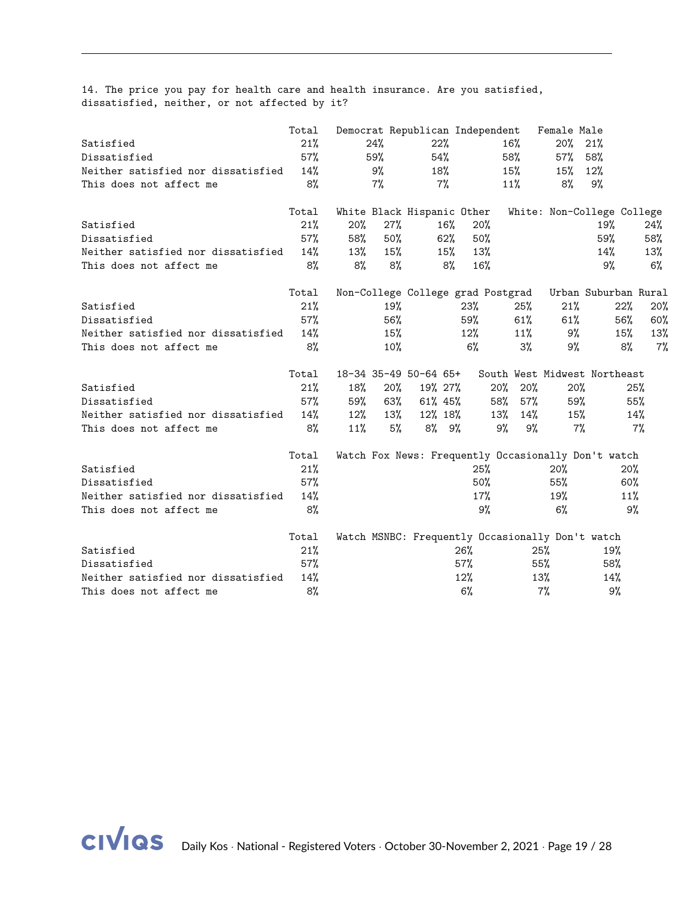14. The price you pay for health care and health insurance. Are you satisfied, dissatisfied, neither, or not affected by it?

| | Total | Democrat | Republican | Independent | Female | Male |
|---|---|---|---|---|---|---|
| Satisfied | 21% | 24% | 22% | 16% | 20% | 21% |
| Dissatisfied | 57% | 59% | 54% | 58% | 57% | 58% |
| Neither satisfied nor dissatisfied | 14% | 9% | 18% | 15% | 15% | 12% |
| This does not affect me | 8% | 7% | 7% | 11% | 8% | 9% |

| | Total | White | Black | Hispanic | Other | White: Non-College | College |
|---|---|---|---|---|---|---|---|
| Satisfied | 21% | 20% | 27% | 16% | 20% | 19% | 24% |
| Dissatisfied | 57% | 58% | 50% | 62% | 50% | 59% | 58% |
| Neither satisfied nor dissatisfied | 14% | 13% | 15% | 15% | 13% | 14% | 13% |
| This does not affect me | 8% | 8% | 8% | 8% | 16% | 9% | 6% |

| | Total | Non-College | College grad | Postgrad | Urban | Suburban | Rural |
|---|---|---|---|---|---|---|---|
| Satisfied | 21% | 19% | 23% | 25% | 21% | 22% | 20% |
| Dissatisfied | 57% | 56% | 59% | 61% | 61% | 56% | 60% |
| Neither satisfied nor dissatisfied | 14% | 15% | 12% | 11% | 9% | 15% | 13% |
| This does not affect me | 8% | 10% | 6% | 3% | 9% | 8% | 7% |

| | Total | 18-34 | 35-49 | 50-64 | 65+ | South | West | Midwest | Northeast |
|---|---|---|---|---|---|---|---|---|---|
| Satisfied | 21% | 18% | 20% | 19% | 27% | 20% | 20% | 20% | 25% |
| Dissatisfied | 57% | 59% | 63% | 61% | 45% | 58% | 57% | 59% | 55% |
| Neither satisfied nor dissatisfied | 14% | 12% | 13% | 12% | 18% | 13% | 14% | 15% | 14% |
| This does not affect me | 8% | 11% | 5% | 8% | 9% | 9% | 9% | 7% | 7% |

| | Total | Watch Fox News: Frequently | Occasionally | Don't watch |
|---|---|---|---|---|
| Satisfied | 21% | 25% | 20% | 20% |
| Dissatisfied | 57% | 50% | 55% | 60% |
| Neither satisfied nor dissatisfied | 14% | 17% | 19% | 11% |
| This does not affect me | 8% | 9% | 6% | 9% |

| | Total | Watch MSNBC: Frequently | Occasionally | Don't watch |
|---|---|---|---|---|
| Satisfied | 21% | 26% | 25% | 19% |
| Dissatisfied | 57% | 57% | 55% | 58% |
| Neither satisfied nor dissatisfied | 14% | 12% | 13% | 14% |
| This does not affect me | 8% | 6% | 7% | 9% |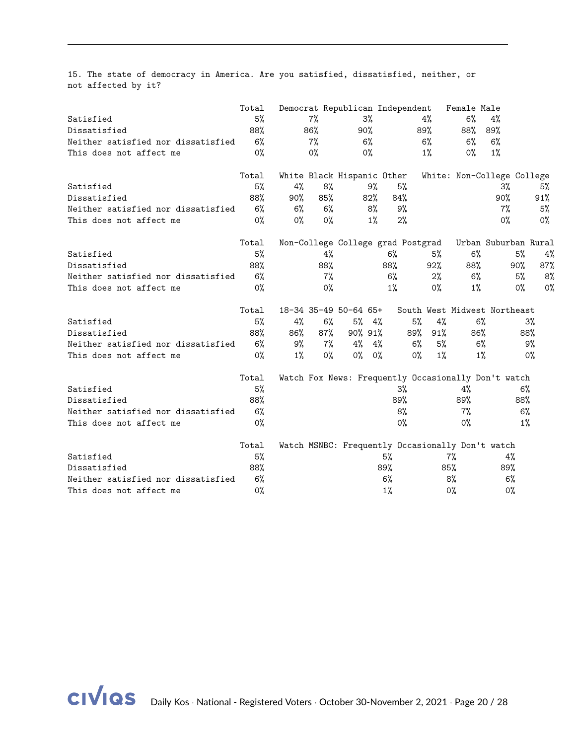15. The state of democracy in America. Are you satisfied, dissatisfied, neither, or not affected by it?

| | Total | Democrat | Republican | Independent | Female | Male |
|---|---|---|---|---|---|---|
| Satisfied | 5% | 7% | 3% | 4% | 6% | 4% |
| Dissatisfied | 88% | 86% | 90% | 89% | 88% | 89% |
| Neither satisfied nor dissatisfied | 6% | 7% | 6% | 6% | 6% | 6% |
| This does not affect me | 0% | 0% | 0% | 1% | 0% | 1% |

| | Total | White | Black | Hispanic | Other | White: Non-College | College |
|---|---|---|---|---|---|---|---|
| Satisfied | 5% | 4% | 8% | 9% | 5% | 3% | 5% |
| Dissatisfied | 88% | 90% | 85% | 82% | 84% | 90% | 91% |
| Neither satisfied nor dissatisfied | 6% | 6% | 6% | 8% | 9% | 7% | 5% |
| This does not affect me | 0% | 0% | 0% | 1% | 2% | 0% | 0% |

| | Total | Non-College | College grad | Postgrad | Urban | Suburban | Rural |
|---|---|---|---|---|---|---|---|
| Satisfied | 5% | 4% | 6% | 5% | 6% | 5% | 4% |
| Dissatisfied | 88% | 88% | 88% | 92% | 88% | 90% | 87% |
| Neither satisfied nor dissatisfied | 6% | 7% | 6% | 2% | 6% | 5% | 8% |
| This does not affect me | 0% | 0% | 1% | 0% | 1% | 0% | 0% |

| | Total | 18-34 | 35-49 | 50-64 | 65+ | South | West | Midwest | Northeast |
|---|---|---|---|---|---|---|---|---|---|
| Satisfied | 5% | 4% | 6% | 5% | 4% | 5% | 4% | 6% | 3% |
| Dissatisfied | 88% | 86% | 87% | 90% | 91% | 89% | 91% | 86% | 88% |
| Neither satisfied nor dissatisfied | 6% | 9% | 7% | 4% | 4% | 6% | 5% | 6% | 9% |
| This does not affect me | 0% | 1% | 0% | 0% | 0% | 0% | 1% | 1% | 0% |

| | Total | Watch Fox News: Frequently | Occasionally | Don't watch |
|---|---|---|---|---|
| Satisfied | 5% | 3% | 4% | 6% |
| Dissatisfied | 88% | 89% | 89% | 88% |
| Neither satisfied nor dissatisfied | 6% | 8% | 7% | 6% |
| This does not affect me | 0% | 0% | 0% | 1% |

| | Total | Watch MSNBC: Frequently | Occasionally | Don't watch |
|---|---|---|---|---|
| Satisfied | 5% | 5% | 7% | 4% |
| Dissatisfied | 88% | 89% | 85% | 89% |
| Neither satisfied nor dissatisfied | 6% | 6% | 8% | 6% |
| This does not affect me | 0% | 1% | 0% | 0% |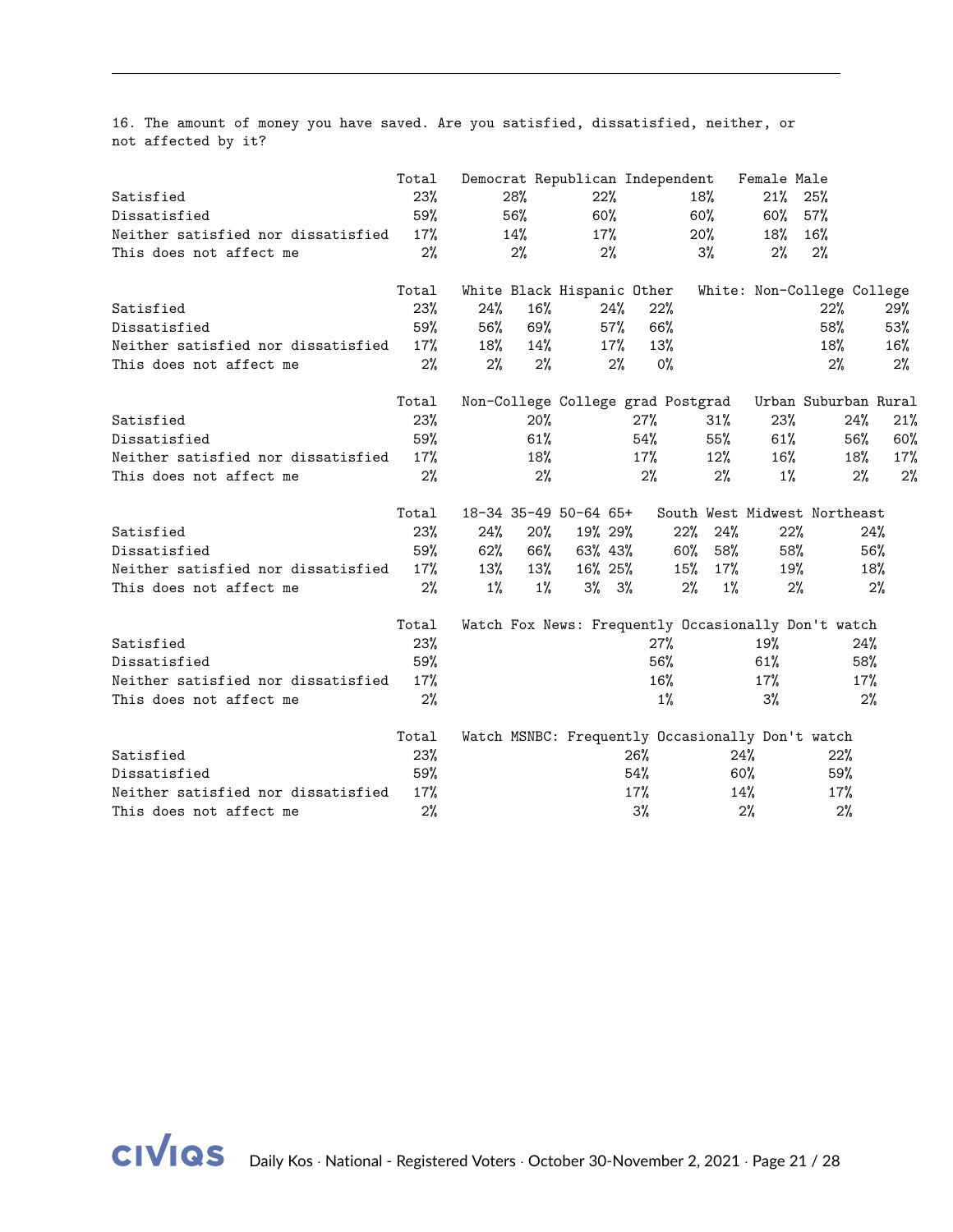16. The amount of money you have saved. Are you satisfied, dissatisfied, neither, or not affected by it?

| | Total | Democrat | Republican | Independent | Female | Male |
|---|---|---|---|---|---|---|
| Satisfied | 23% | 28% | 22% | 18% | 21% | 25% |
| Dissatisfied | 59% | 56% | 60% | 60% | 60% | 57% |
| Neither satisfied nor dissatisfied | 17% | 14% | 17% | 20% | 18% | 16% |
| This does not affect me | 2% | 2% | 2% | 3% | 2% | 2% |

| | Total | White | Black | Hispanic | Other | White: Non-College | College |
|---|---|---|---|---|---|---|---|
| Satisfied | 23% | 24% | 16% | 24% | 22% | 22% | 29% |
| Dissatisfied | 59% | 56% | 69% | 57% | 66% | 58% | 53% |
| Neither satisfied nor dissatisfied | 17% | 18% | 14% | 17% | 13% | 18% | 16% |
| This does not affect me | 2% | 2% | 2% | 2% | 0% | 2% | 2% |

| | Total | Non-College | College grad | Postgrad | Urban | Suburban | Rural |
|---|---|---|---|---|---|---|---|
| Satisfied | 23% | 20% | 27% | 31% | 23% | 24% | 21% |
| Dissatisfied | 59% | 61% | 54% | 55% | 61% | 56% | 60% |
| Neither satisfied nor dissatisfied | 17% | 18% | 17% | 12% | 16% | 18% | 17% |
| This does not affect me | 2% | 2% | 2% | 2% | 1% | 2% | 2% |

| | Total | 18-34 | 35-49 | 50-64 | 65+ | South | West | Midwest | Northeast |
|---|---|---|---|---|---|---|---|---|---|
| Satisfied | 23% | 24% | 20% | 19% | 29% | 22% | 24% | 22% | 24% |
| Dissatisfied | 59% | 62% | 66% | 63% | 43% | 60% | 58% | 58% | 56% |
| Neither satisfied nor dissatisfied | 17% | 13% | 13% | 16% | 25% | 15% | 17% | 19% | 18% |
| This does not affect me | 2% | 1% | 1% | 3% | 3% | 2% | 1% | 2% | 2% |

| | Total | Watch Fox News: Frequently | Occasionally | Don't watch |
|---|---|---|---|---|
| Satisfied | 23% | 27% | 19% | 24% |
| Dissatisfied | 59% | 56% | 61% | 58% |
| Neither satisfied nor dissatisfied | 17% | 16% | 17% | 17% |
| This does not affect me | 2% | 1% | 3% | 2% |

| | Total | Watch MSNBC: Frequently | Occasionally | Don't watch |
|---|---|---|---|---|
| Satisfied | 23% | 26% | 24% | 22% |
| Dissatisfied | 59% | 54% | 60% | 59% |
| Neither satisfied nor dissatisfied | 17% | 17% | 14% | 17% |
| This does not affect me | 2% | 3% | 2% | 2% |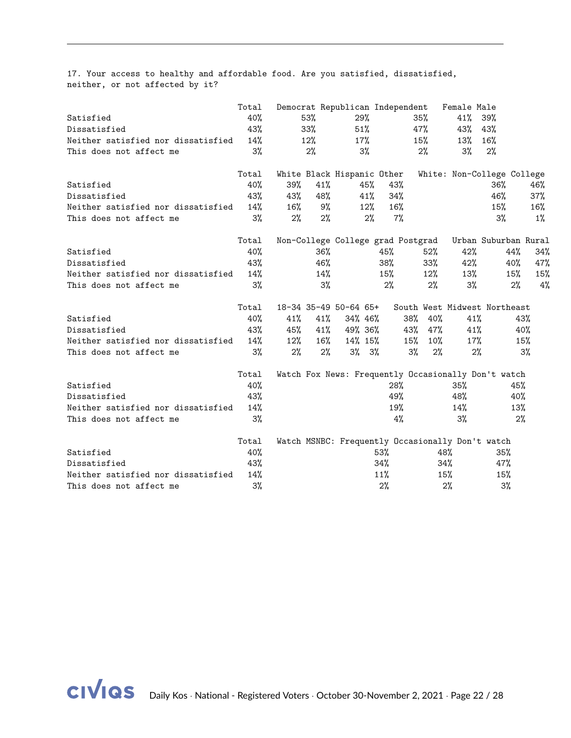17. Your access to healthy and affordable food. Are you satisfied, dissatisfied, neither, or not affected by it?

| | Total | Democrat | Republican | Independent | Female | Male |
|---|---|---|---|---|---|---|
| Satisfied | 40% | 53% | 29% | 35% | 41% | 39% |
| Dissatisfied | 43% | 33% | 51% | 47% | 43% | 43% |
| Neither satisfied nor dissatisfied | 14% | 12% | 17% | 15% | 13% | 16% |
| This does not affect me | 3% | 2% | 3% | 2% | 3% | 2% |

| | Total | White | Black | Hispanic | Other | White: Non-College | College |
|---|---|---|---|---|---|---|---|
| Satisfied | 40% | 39% | 41% | 45% | 43% | 36% | 46% |
| Dissatisfied | 43% | 43% | 48% | 41% | 34% | 46% | 37% |
| Neither satisfied nor dissatisfied | 14% | 16% | 9% | 12% | 16% | 15% | 16% |
| This does not affect me | 3% | 2% | 2% | 2% | 7% | 3% | 1% |

| | Total | Non-College | College grad | Postgrad | Urban | Suburban | Rural |
|---|---|---|---|---|---|---|---|
| Satisfied | 40% | 36% | 45% | 52% | 42% | 44% | 34% |
| Dissatisfied | 43% | 46% | 38% | 33% | 42% | 40% | 47% |
| Neither satisfied nor dissatisfied | 14% | 14% | 15% | 12% | 13% | 15% | 15% |
| This does not affect me | 3% | 3% | 2% | 2% | 3% | 2% | 4% |

| | Total | 18-34 | 35-49 | 50-64 | 65+ | South | West | Midwest | Northeast |
|---|---|---|---|---|---|---|---|---|---|
| Satisfied | 40% | 41% | 41% | 34% | 46% | 38% | 40% | 41% | 43% |
| Dissatisfied | 43% | 45% | 41% | 49% | 36% | 43% | 47% | 41% | 40% |
| Neither satisfied nor dissatisfied | 14% | 12% | 16% | 14% | 15% | 15% | 10% | 17% | 15% |
| This does not affect me | 3% | 2% | 2% | 3% | 3% | 3% | 2% | 2% | 3% |

| | Total | Watch Fox News: Frequently | Occasionally | Don't watch |
|---|---|---|---|---|
| Satisfied | 40% | 28% | 35% | 45% |
| Dissatisfied | 43% | 49% | 48% | 40% |
| Neither satisfied nor dissatisfied | 14% | 19% | 14% | 13% |
| This does not affect me | 3% | 4% | 3% | 2% |

| | Total | Watch MSNBC: Frequently | Occasionally | Don't watch |
|---|---|---|---|---|
| Satisfied | 40% | 53% | 48% | 35% |
| Dissatisfied | 43% | 34% | 34% | 47% |
| Neither satisfied nor dissatisfied | 14% | 11% | 15% | 15% |
| This does not affect me | 3% | 2% | 2% | 3% |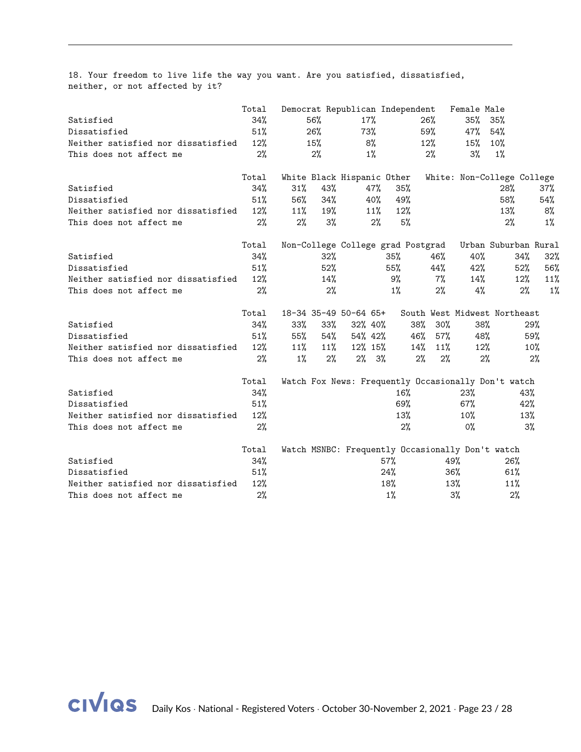18. Your freedom to live life the way you want. Are you satisfied, dissatisfied, neither, or not affected by it?

| | Total | Democrat | Republican | Independent | Female | Male |
|---|---|---|---|---|---|---|
| Satisfied | 34% | 56% | 17% | 26% | 35% | 35% |
| Dissatisfied | 51% | 26% | 73% | 59% | 47% | 54% |
| Neither satisfied nor dissatisfied | 12% | 15% | 8% | 12% | 15% | 10% |
| This does not affect me | 2% | 2% | 1% | 2% | 3% | 1% |

| | Total | White | Black | Hispanic | Other | White: Non-College | College |
|---|---|---|---|---|---|---|---|
| Satisfied | 34% | 31% | 43% | 47% | 35% | 28% | 37% |
| Dissatisfied | 51% | 56% | 34% | 40% | 49% | 58% | 54% |
| Neither satisfied nor dissatisfied | 12% | 11% | 19% | 11% | 12% | 13% | 8% |
| This does not affect me | 2% | 2% | 3% | 2% | 5% | 2% | 1% |

| | Total | Non-College | College grad | Postgrad | Urban | Suburban | Rural |
|---|---|---|---|---|---|---|---|
| Satisfied | 34% | 32% | 35% | 46% | 40% | 34% | 32% |
| Dissatisfied | 51% | 52% | 55% | 44% | 42% | 52% | 56% |
| Neither satisfied nor dissatisfied | 12% | 14% | 9% | 7% | 14% | 12% | 11% |
| This does not affect me | 2% | 2% | 1% | 2% | 4% | 2% | 1% |

| | Total | 18-34 | 35-49 | 50-64 | 65+ | South | West | Midwest | Northeast |
|---|---|---|---|---|---|---|---|---|---|
| Satisfied | 34% | 33% | 33% | 32% | 40% | 38% | 30% | 38% | 29% |
| Dissatisfied | 51% | 55% | 54% | 54% | 42% | 46% | 57% | 48% | 59% |
| Neither satisfied nor dissatisfied | 12% | 11% | 11% | 12% | 15% | 14% | 11% | 12% | 10% |
| This does not affect me | 2% | 1% | 2% | 2% | 3% | 2% | 2% | 2% | 2% |

| | Total | Watch Fox News: Frequently | Occasionally | Don't watch |
|---|---|---|---|---|
| Satisfied | 34% | 16% | 23% | 43% |
| Dissatisfied | 51% | 69% | 67% | 42% |
| Neither satisfied nor dissatisfied | 12% | 13% | 10% | 13% |
| This does not affect me | 2% | 2% | 0% | 3% |

| | Total | Watch MSNBC: Frequently | Occasionally | Don't watch |
|---|---|---|---|---|
| Satisfied | 34% | 57% | 49% | 26% |
| Dissatisfied | 51% | 24% | 36% | 61% |
| Neither satisfied nor dissatisfied | 12% | 18% | 13% | 11% |
| This does not affect me | 2% | 1% | 3% | 2% |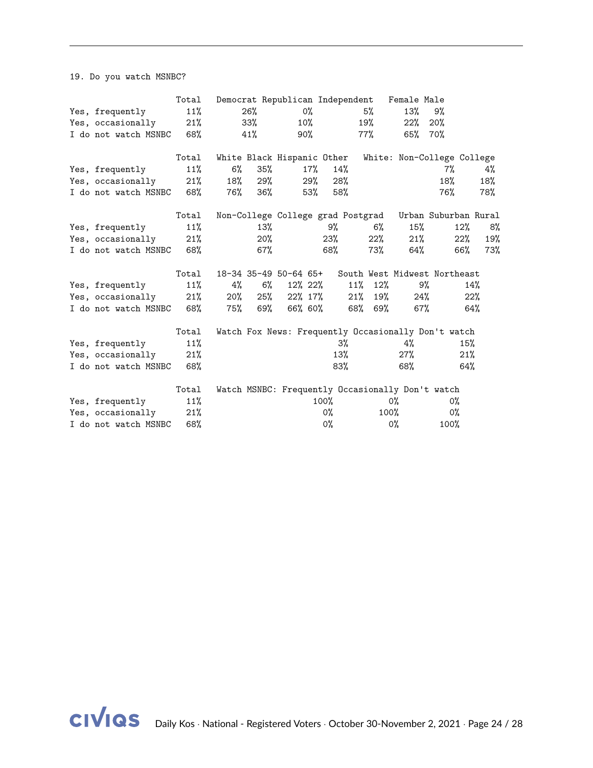19. Do you watch MSNBC?

| | Total | Democrat | Republican | Independent | Female | Male |
|---|---|---|---|---|---|---|
| Yes, frequently | 11% | 26% | 0% | 5% | 13% | 9% |
| Yes, occasionally | 21% | 33% | 10% | 19% | 22% | 20% |
| I do not watch MSNBC | 68% | 41% | 90% | 77% | 65% | 70% |

| | Total | White | Black | Hispanic | Other | White: Non-College | College |
|---|---|---|---|---|---|---|---|
| Yes, frequently | 11% | 6% | 35% | 17% | 14% | 7% | 4% |
| Yes, occasionally | 21% | 18% | 29% | 29% | 28% | 18% | 18% |
| I do not watch MSNBC | 68% | 76% | 36% | 53% | 58% | 76% | 78% |

| | Total | Non-College | College grad | Postgrad | Urban | Suburban | Rural |
|---|---|---|---|---|---|---|---|
| Yes, frequently | 11% | 13% | 9% | 6% | 15% | 12% | 8% |
| Yes, occasionally | 21% | 20% | 23% | 22% | 21% | 22% | 19% |
| I do not watch MSNBC | 68% | 67% | 68% | 73% | 64% | 66% | 73% |

| | Total | 18-34 | 35-49 | 50-64 | 65+ | South | West | Midwest | Northeast |
|---|---|---|---|---|---|---|---|---|---|
| Yes, frequently | 11% | 4% | 6% | 12% | 22% | 11% | 12% | 9% | 14% |
| Yes, occasionally | 21% | 20% | 25% | 22% | 17% | 21% | 19% | 24% | 22% |
| I do not watch MSNBC | 68% | 75% | 69% | 66% | 60% | 68% | 69% | 67% | 64% |

| | Total | Watch Fox News: Frequently | Occasionally | Don't watch |
|---|---|---|---|---|
| Yes, frequently | 11% | 3% | 4% | 15% |
| Yes, occasionally | 21% | 13% | 27% | 21% |
| I do not watch MSNBC | 68% | 83% | 68% | 64% |

| | Total | Watch MSNBC: Frequently | Occasionally | Don't watch |
|---|---|---|---|---|
| Yes, frequently | 11% | 100% | 0% | 0% |
| Yes, occasionally | 21% | 0% | 100% | 0% |
| I do not watch MSNBC | 68% | 0% | 0% | 100% |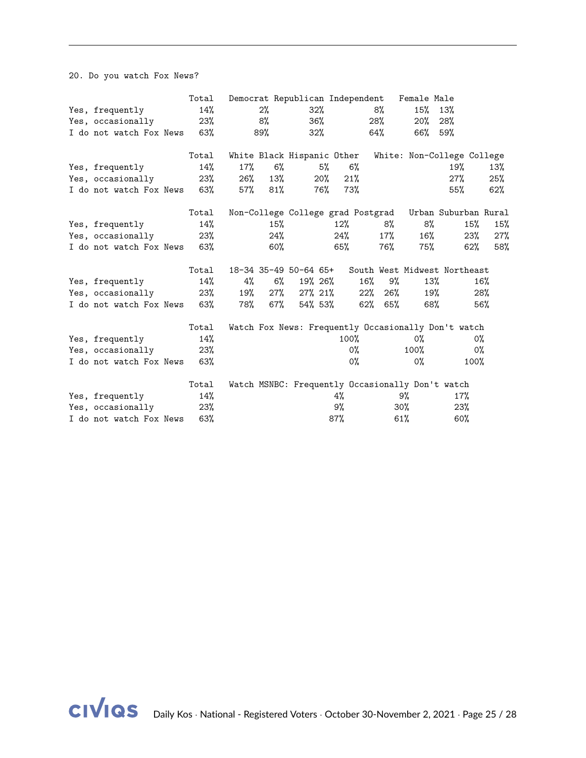20. Do you watch Fox News?

| | Total | Democrat | Republican | Independent | Female | Male |
|---|---|---|---|---|---|---|
| Yes, frequently | 14% | 2% | 32% | 8% | 15% | 13% |
| Yes, occasionally | 23% | 8% | 36% | 28% | 20% | 28% |
| I do not watch Fox News | 63% | 89% | 32% | 64% | 66% | 59% |

| | Total | White | Black | Hispanic | Other | White: Non-College | College |
|---|---|---|---|---|---|---|---|
| Yes, frequently | 14% | 17% | 6% | 5% | 6% | 19% | 13% |
| Yes, occasionally | 23% | 26% | 13% | 20% | 21% | 27% | 25% |
| I do not watch Fox News | 63% | 57% | 81% | 76% | 73% | 55% | 62% |

| | Total | Non-College | College grad | Postgrad | Urban | Suburban | Rural |
|---|---|---|---|---|---|---|---|
| Yes, frequently | 14% | 15% | 12% | 8% | 8% | 15% | 15% |
| Yes, occasionally | 23% | 24% | 24% | 17% | 16% | 23% | 27% |
| I do not watch Fox News | 63% | 60% | 65% | 76% | 75% | 62% | 58% |

| | Total | 18-34 | 35-49 | 50-64 | 65+ | South | West | Midwest | Northeast |
|---|---|---|---|---|---|---|---|---|---|
| Yes, frequently | 14% | 4% | 6% | 19% | 26% | 16% | 9% | 13% | 16% |
| Yes, occasionally | 23% | 19% | 27% | 27% | 21% | 22% | 26% | 19% | 28% |
| I do not watch Fox News | 63% | 78% | 67% | 54% | 53% | 62% | 65% | 68% | 56% |

| | Total | Watch Fox News: Frequently | Occasionally | Don't watch |
|---|---|---|---|---|
| Yes, frequently | 14% | 100% | 0% | 0% |
| Yes, occasionally | 23% | 0% | 100% | 0% |
| I do not watch Fox News | 63% | 0% | 0% | 100% |

| | Total | Watch MSNBC: Frequently | Occasionally | Don't watch |
|---|---|---|---|---|
| Yes, frequently | 14% | 4% | 9% | 17% |
| Yes, occasionally | 23% | 9% | 30% | 23% |
| I do not watch Fox News | 63% | 87% | 61% | 60% |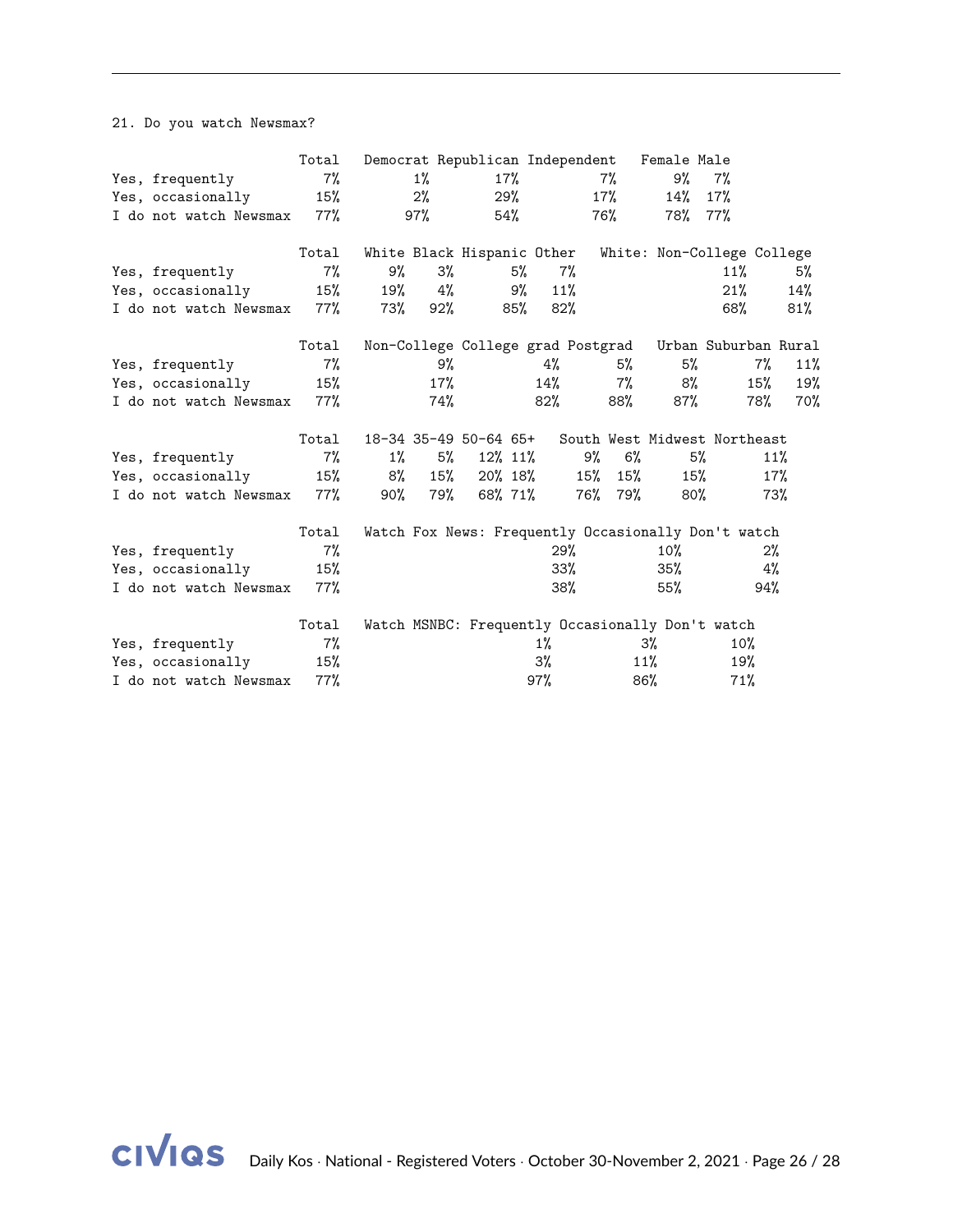21. Do you watch Newsmax?

| | Total | Democrat | Republican | Independent | Female | Male |
|---|---|---|---|---|---|---|
| Yes, frequently | 7% | 1% | 17% | 7% | 9% | 7% |
| Yes, occasionally | 15% | 2% | 29% | 17% | 14% | 17% |
| I do not watch Newsmax | 77% | 97% | 54% | 76% | 78% | 77% |

| | Total | White | Black | Hispanic | Other | White: Non-College | College |
|---|---|---|---|---|---|---|---|
| Yes, frequently | 7% | 9% | 3% | 5% | 7% | 11% | 5% |
| Yes, occasionally | 15% | 19% | 4% | 9% | 11% | 21% | 14% |
| I do not watch Newsmax | 77% | 73% | 92% | 85% | 82% | 68% | 81% |

| | Total | Non-College | College grad | Postgrad | Urban | Suburban | Rural |
|---|---|---|---|---|---|---|---|
| Yes, frequently | 7% | 9% | 4% | 5% | 5% | 7% | 11% |
| Yes, occasionally | 15% | 17% | 14% | 7% | 8% | 15% | 19% |
| I do not watch Newsmax | 77% | 74% | 82% | 88% | 87% | 78% | 70% |

| | Total | 18-34 | 35-49 | 50-64 | 65+ | South | West | Midwest | Northeast |
|---|---|---|---|---|---|---|---|---|---|
| Yes, frequently | 7% | 1% | 5% | 12% | 11% | 9% | 6% | 5% | 11% |
| Yes, occasionally | 15% | 8% | 15% | 20% | 18% | 15% | 15% | 15% | 17% |
| I do not watch Newsmax | 77% | 90% | 79% | 68% | 71% | 76% | 79% | 80% | 73% |

| | Total | Watch Fox News: Frequently | Occasionally | Don't watch |
|---|---|---|---|---|
| Yes, frequently | 7% | 29% | 10% | 2% |
| Yes, occasionally | 15% | 33% | 35% | 4% |
| I do not watch Newsmax | 77% | 38% | 55% | 94% |

| | Total | Watch MSNBC: Frequently | Occasionally | Don't watch |
|---|---|---|---|---|
| Yes, frequently | 7% | 1% | 3% | 10% |
| Yes, occasionally | 15% | 3% | 11% | 19% |
| I do not watch Newsmax | 77% | 97% | 86% | 71% |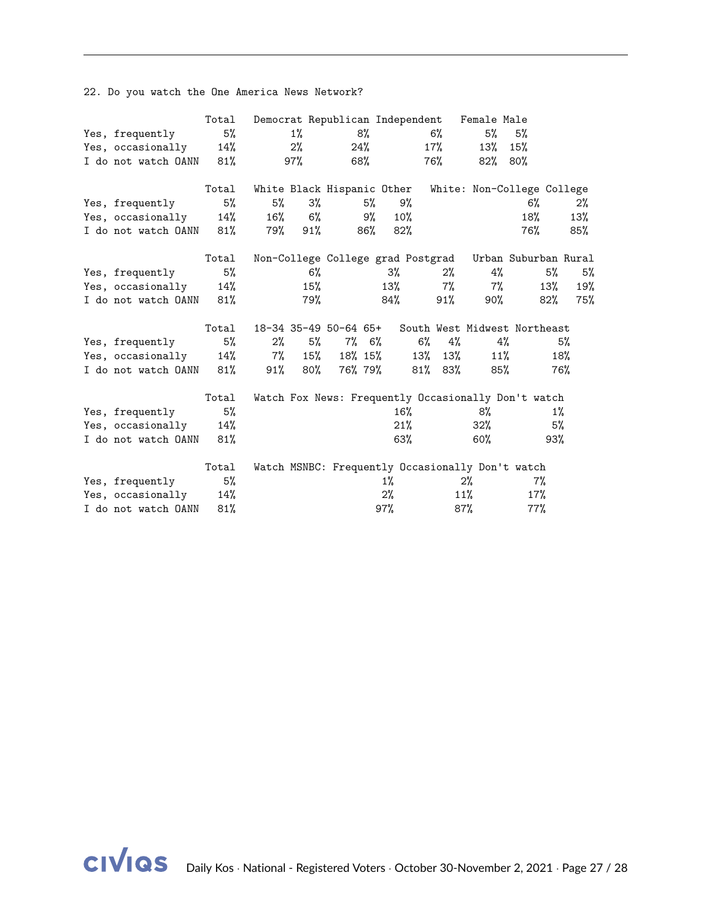22. Do you watch the One America News Network?

| | Total | Democrat | Republican | Independent | Female | Male |
|---|---|---|---|---|---|---|
| Yes, frequently | 5% | 1% | 8% | 6% | 5% | 5% |
| Yes, occasionally | 14% | 2% | 24% | 17% | 13% | 15% |
| I do not watch OANN | 81% | 97% | 68% | 76% | 82% | 80% |

| | Total | White | Black | Hispanic | Other | White: Non-College | College |
|---|---|---|---|---|---|---|---|
| Yes, frequently | 5% | 5% | 3% | 5% | 9% | 6% | 2% |
| Yes, occasionally | 14% | 16% | 6% | 9% | 10% | 18% | 13% |
| I do not watch OANN | 81% | 79% | 91% | 86% | 82% | 76% | 85% |

| | Total | Non-College | College grad | Postgrad | Urban | Suburban | Rural |
|---|---|---|---|---|---|---|---|
| Yes, frequently | 5% | 6% | 3% | 2% | 4% | 5% | 5% |
| Yes, occasionally | 14% | 15% | 13% | 7% | 7% | 13% | 19% |
| I do not watch OANN | 81% | 79% | 84% | 91% | 90% | 82% | 75% |

| | Total | 18-34 | 35-49 | 50-64 | 65+ | South | West | Midwest | Northeast |
|---|---|---|---|---|---|---|---|---|---|
| Yes, frequently | 5% | 2% | 5% | 7% | 6% | 6% | 4% | 4% | 5% |
| Yes, occasionally | 14% | 7% | 15% | 18% | 15% | 13% | 13% | 11% | 18% |
| I do not watch OANN | 81% | 91% | 80% | 76% | 79% | 81% | 83% | 85% | 76% |

| | Total | Watch Fox News: Frequently | Occasionally | Don't watch |
|---|---|---|---|---|
| Yes, frequently | 5% | 16% | 8% | 1% |
| Yes, occasionally | 14% | 21% | 32% | 5% |
| I do not watch OANN | 81% | 63% | 60% | 93% |

| | Total | Watch MSNBC: Frequently | Occasionally | Don't watch |
|---|---|---|---|---|
| Yes, frequently | 5% | 1% | 2% | 7% |
| Yes, occasionally | 14% | 2% | 11% | 17% |
| I do not watch OANN | 81% | 97% | 87% | 77% |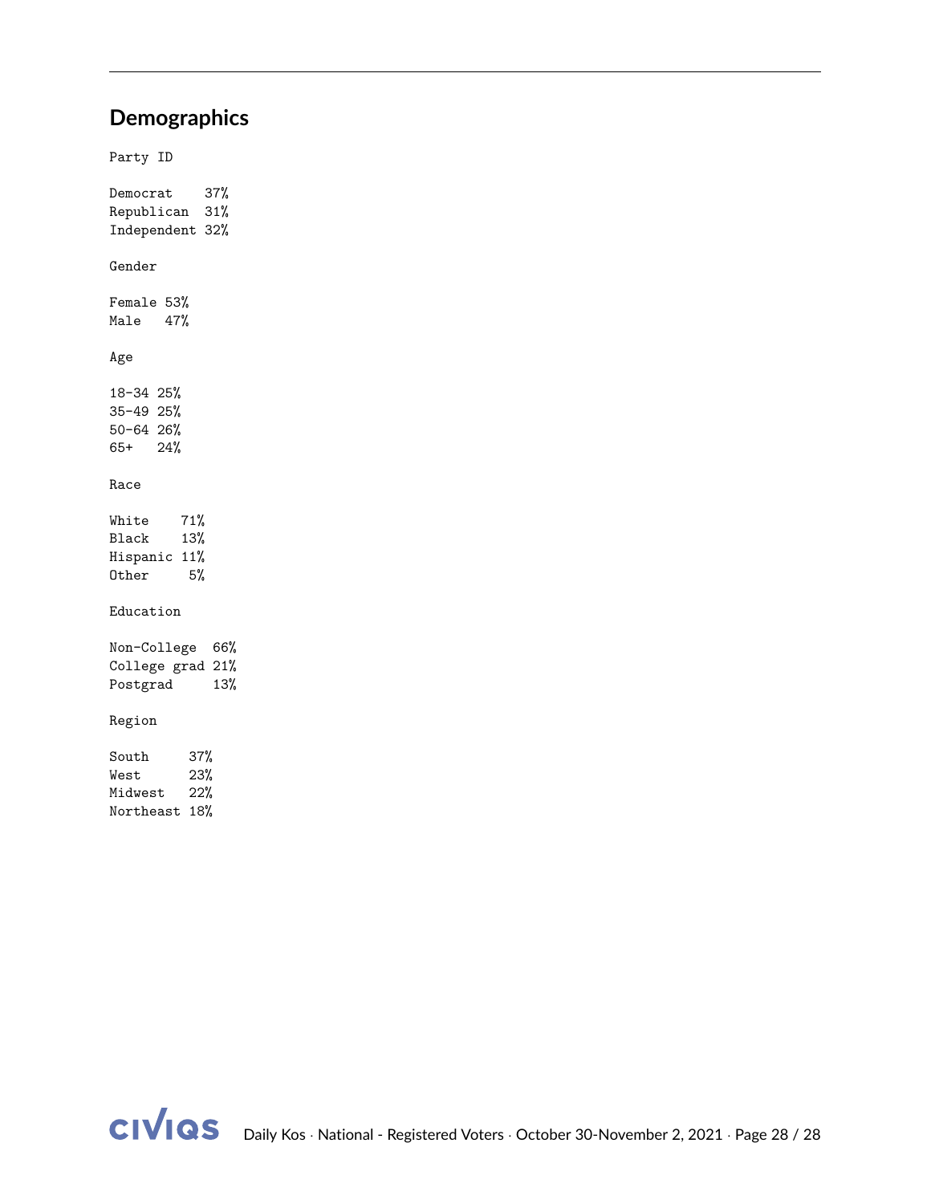## Demographics

Party ID

| | |
|---|---|
| Democrat | 37% |
| Republican | 31% |
| Independent | 32% |

Gender

| | |
|---|---|
| Female | 53% |
| Male | 47% |

Age

| | |
|---|---|
| 18-34 | 25% |
| 35-49 | 25% |
| 50-64 | 26% |
| 65+ | 24% |

Race

| | |
|---|---|
| White | 71% |
| Black | 13% |
| Hispanic | 11% |
| Other | 5% |

Education

| | |
|---|---|
| Non-College | 66% |
| College grad | 21% |
| Postgrad | 13% |

Region

| | |
|---|---|
| South | 37% |
| West | 23% |
| Midwest | 22% |
| Northeast | 18% |